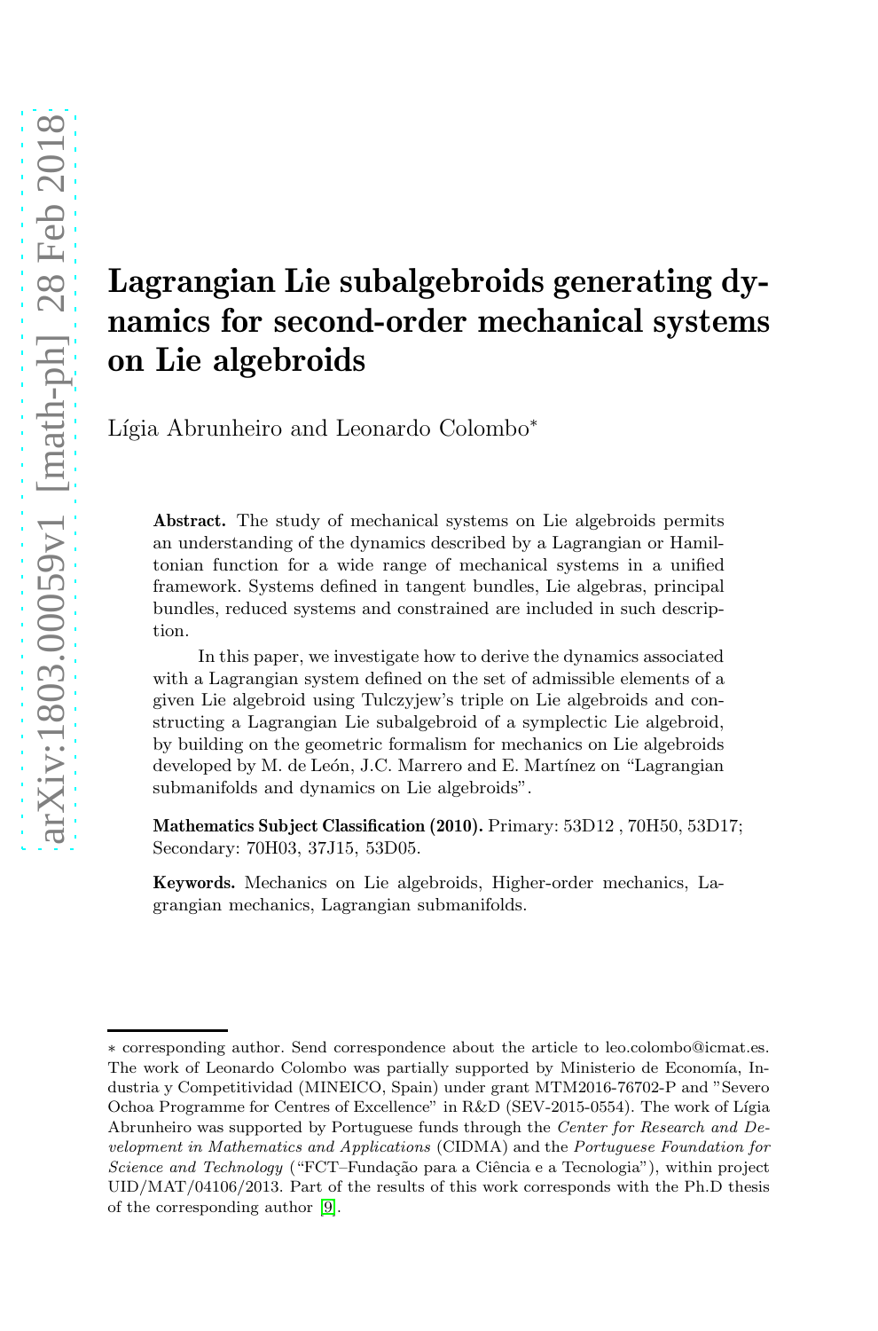# Lagrangian Lie subalgebroids generating dynamics for second-order mechanical systems on Lie algebroids

Lígia Abrunheiro and Leonardo Colombo*

**Abstract.** The study of mechanical systems on Lie algebroids permits an understanding of the dynamics described by a Lagrangian or Hamiltonian function for a wide range of mechanical systems in a unified framework. Systems defined in tangent bundles, Lie algebras, principal bundles, reduced systems and constrained are included in such description.

In this paper, we investigate how to derive the dynamics associated with a Lagrangian system defined on the set of admissible elements of a given Lie algebroid using Tulczyjew's triple on Lie algebroids and constructing a Lagrangian Lie subalgebroid of a symplectic Lie algebroid, by building on the geometric formalism for mechanics on Lie algebroids developed by M. de León, J.C. Marrero and E. Martínez on "Lagrangian submanifolds and dynamics on Lie algebroids".

**Mathematics Subject Classification (2010).** Primary: 53D12 , 70H50, 53D17; Secondary: 70H03, 37J15, 53D05.

**Keywords.** Mechanics on Lie algebroids, Higher-order mechanics, Lagrangian mechanics, Lagrangian submanifolds.

---

* corresponding author. Send correspondence about the article to leo.colombo@icmat.es. The work of Leonardo Colombo was partially supported by Ministerio de Economía, Industria y Competitividad (MINEICO, Spain) under grant MTM2016-76702-P and "Severo Ochoa Programme for Centres of Excellence" in R&D (SEV-2015-0554). The work of Lígia Abrunheiro was supported by Portuguese funds through the *Center for Research and Development in Mathematics and Applications* (CIDMA) and the *Portuguese Foundation for Science and Technology* ("FCT–Fundação para a Ciência e a Tecnologia"), within project UID/MAT/04106/2013. Part of the results of this work corresponds with the Ph.D thesis of the corresponding author [9].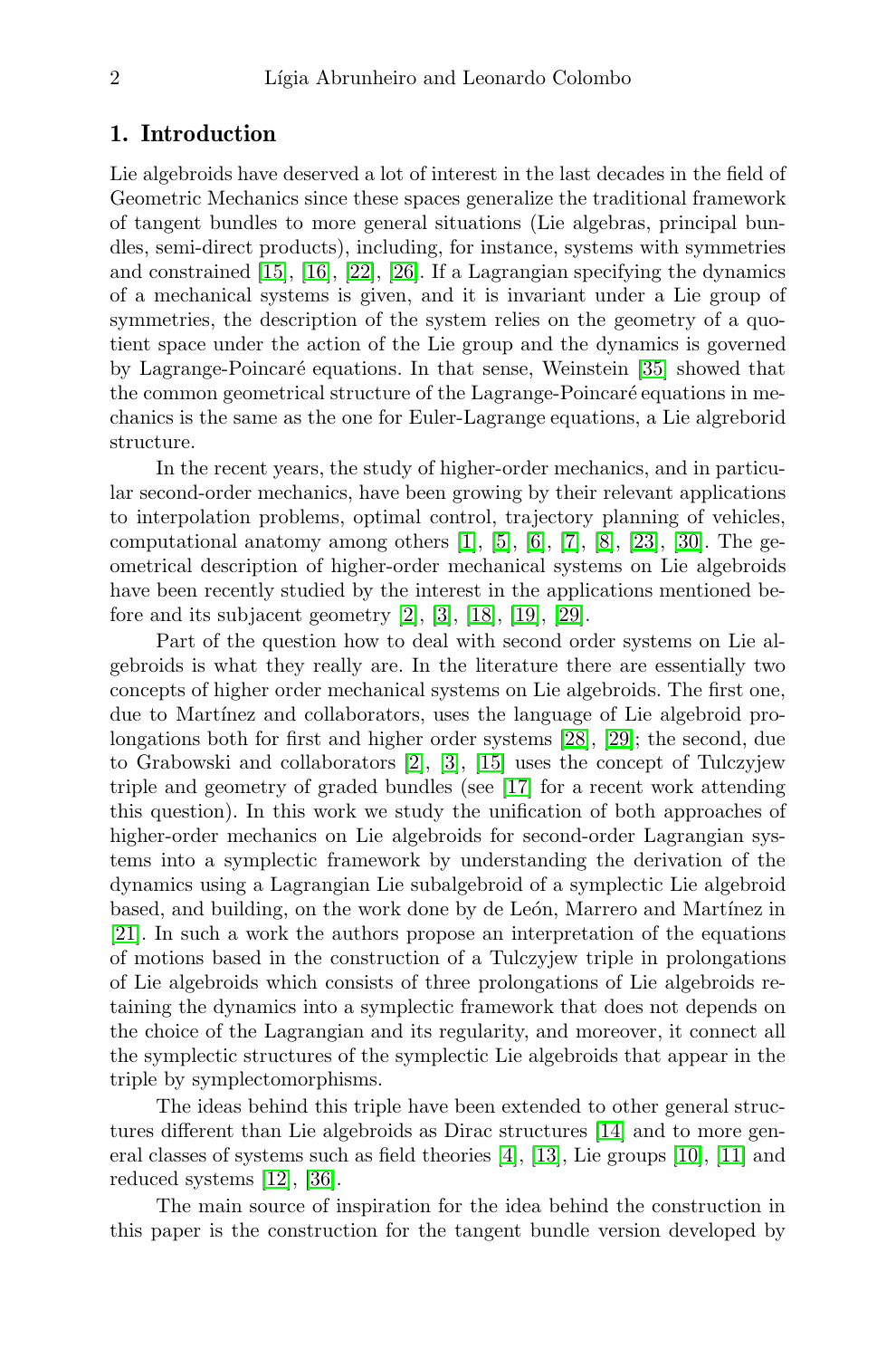## 1. Introduction

Lie algebroids have deserved a lot of interest in the last decades in the field of Geometric Mechanics since these spaces generalize the traditional framework of tangent bundles to more general situations (Lie algebras, principal bundles, semi-direct products), including, for instance, systems with symmetries and constrained [15], [16], [22], [26]. If a Lagrangian specifying the dynamics of a mechanical systems is given, and it is invariant under a Lie group of symmetries, the description of the system relies on the geometry of a quotient space under the action of the Lie group and the dynamics is governed by Lagrange-Poincaré equations. In that sense, Weinstein [35] showed that the common geometrical structure of the Lagrange-Poincaré equations in mechanics is the same as the one for Euler-Lagrange equations, a Lie algreborid structure.

In the recent years, the study of higher-order mechanics, and in particular second-order mechanics, have been growing by their relevant applications to interpolation problems, optimal control, trajectory planning of vehicles, computational anatomy among others [1], [5], [6], [7], [8], [23], [30]. The geometrical description of higher-order mechanical systems on Lie algebroids have been recently studied by the interest in the applications mentioned before and its subjacent geometry [2], [3], [18], [19], [29].

Part of the question how to deal with second order systems on Lie algebroids is what they really are. In the literature there are essentially two concepts of higher order mechanical systems on Lie algebroids. The first one, due to Martínez and collaborators, uses the language of Lie algebroid prolongations both for first and higher order systems [28], [29]; the second, due to Grabowski and collaborators [2], [3], [15] uses the concept of Tulczyjew triple and geometry of graded bundles (see [17] for a recent work attending this question). In this work we study the unification of both approaches of higher-order mechanics on Lie algebroids for second-order Lagrangian systems into a symplectic framework by understanding the derivation of the dynamics using a Lagrangian Lie subalgebroid of a symplectic Lie algebroid based, and building, on the work done by de León, Marrero and Martínez in [21]. In such a work the authors propose an interpretation of the equations of motions based in the construction of a Tulczyjew triple in prolongations of Lie algebroids which consists of three prolongations of Lie algebroids retaining the dynamics into a symplectic framework that does not depends on the choice of the Lagrangian and its regularity, and moreover, it connect all the symplectic structures of the symplectic Lie algebroids that appear in the triple by symplectomorphisms.

The ideas behind this triple have been extended to other general structures different than Lie algebroids as Dirac structures [14] and to more general classes of systems such as field theories [4], [13], Lie groups [10], [11] and reduced systems [12], [36].

The main source of inspiration for the idea behind the construction in this paper is the construction for the tangent bundle version developed by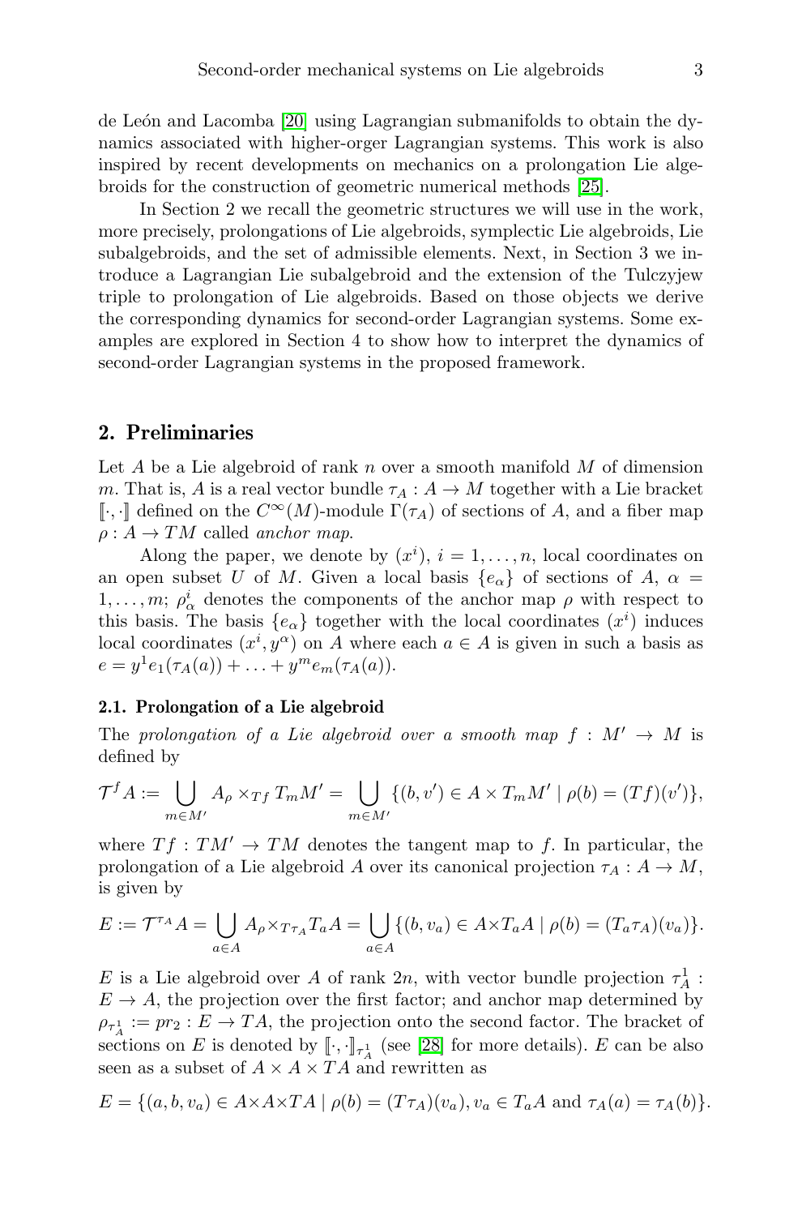de León and Lacomba [20] using Lagrangian submanifolds to obtain the dynamics associated with higher-orger Lagrangian systems. This work is also inspired by recent developments on mechanics on a prolongation Lie algebroids for the construction of geometric numerical methods [25].

In Section 2 we recall the geometric structures we will use in the work, more precisely, prolongations of Lie algebroids, symplectic Lie algebroids, Lie subalgebroids, and the set of admissible elements. Next, in Section 3 we introduce a Lagrangian Lie subalgebroid and the extension of the Tulczyjew triple to prolongation of Lie algebroids. Based on those objects we derive the corresponding dynamics for second-order Lagrangian systems. Some examples are explored in Section 4 to show how to interpret the dynamics of second-order Lagrangian systems in the proposed framework.

## 2. Preliminaries

Let $A$ be a Lie algebroid of rank $n$ over a smooth manifold $M$ of dimension $m$. That is, $A$ is a real vector bundle $\tau_A : A \to M$ together with a Lie bracket $[\![\cdot,\cdot]\!]$ defined on the $C^\infty(M)$-module $\Gamma(\tau_A)$ of sections of $A$, and a fiber map $\rho : A \to TM$ called *anchor map*.

Along the paper, we denote by $(x^i)$, $i = 1, \ldots, n$, local coordinates on an open subset $U$ of $M$. Given a local basis $\{e_\alpha\}$ of sections of $A$, $\alpha = 1, \ldots, m$; $\rho^i_\alpha$ denotes the components of the anchor map $\rho$ with respect to this basis. The basis $\{e_\alpha\}$ together with the local coordinates $(x^i)$ induces local coordinates $(x^i, y^\alpha)$ on $A$ where each $a \in A$ is given in such a basis as $e = y^1 e_1(\tau_A(a)) + \ldots + y^m e_m(\tau_A(a))$.

### 2.1. Prolongation of a Lie algebroid

The *prolongation of a Lie algebroid over a smooth map* $f : M' \to M$ is defined by

$$\mathcal{T}^f A := \bigcup_{m \in M'} A_\rho \times_{Tf} T_m M' = \bigcup_{m \in M'} \{(b, v') \in A \times T_m M' \mid \rho(b) = (Tf)(v')\},$$

where $Tf : TM' \to TM$ denotes the tangent map to $f$. In particular, the prolongation of a Lie algebroid $A$ over its canonical projection $\tau_A : A \to M$, is given by

$$E := \mathcal{T}^{\tau_A} A = \bigcup_{a \in A} A_\rho \times_{T\tau_A} T_a A = \bigcup_{a \in A} \{(b, v_a) \in A \times T_a A \mid \rho(b) = (T_a \tau_A)(v_a)\}.$$

$E$ is a Lie algebroid over $A$ of rank $2n$, with vector bundle projection $\tau^1_A : E \to A$, the projection over the first factor; and anchor map determined by $\rho_{\tau^1_A} := pr_2 : E \to TA$, the projection onto the second factor. The bracket of sections on $E$ is denoted by $[\![\cdot,\cdot]\!]_{\tau^1_A}$ (see [28] for more details). $E$ can be also seen as a subset of $A \times A \times TA$ and rewritten as

$$E = \{(a, b, v_a) \in A \times A \times TA \mid \rho(b) = (T\tau_A)(v_a), v_a \in T_a A \text{ and } \tau_A(a) = \tau_A(b)\}.$$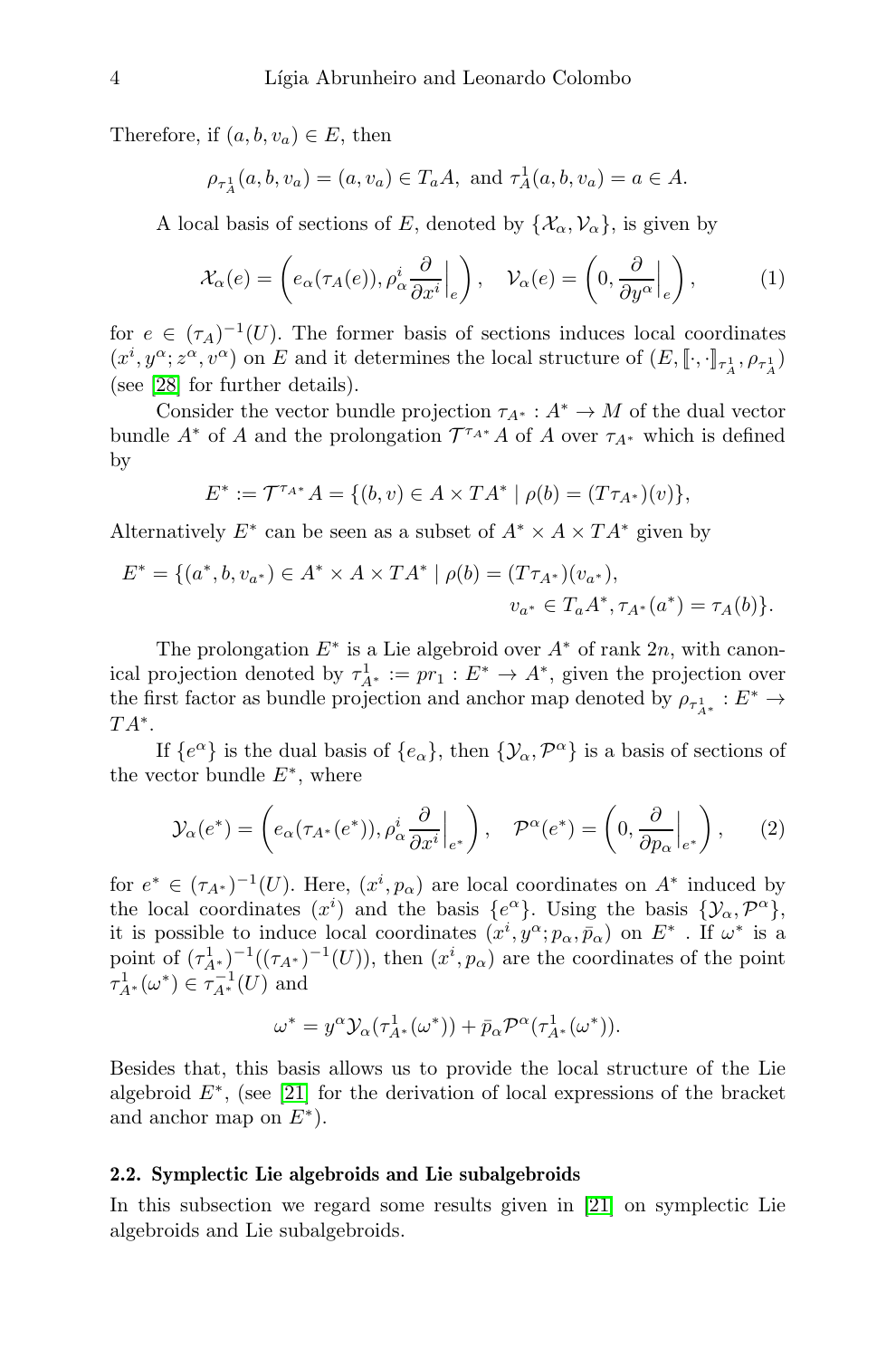Therefore, if $(a, b, v_a) \in E$, then

$$\rho_{\tau_A^1}(a, b, v_a) = (a, v_a) \in T_a A, \text{ and } \tau_A^1(a, b, v_a) = a \in A.$$

A local basis of sections of $E$, denoted by $\{\mathcal{X}_\alpha, \mathcal{V}_\alpha\}$, is given by

$$\mathcal{X}_\alpha(e) = \left(e_\alpha(\tau_A(e)), \rho^i_\alpha \frac{\partial}{\partial x^i}\Big|_e\right), \quad \mathcal{V}_\alpha(e) = \left(0, \frac{\partial}{\partial y^\alpha}\Big|_e\right), \tag{1}$$

for $e \in (\tau_A)^{-1}(U)$. The former basis of sections induces local coordinates $(x^i, y^\alpha; z^\alpha, v^\alpha)$ on $E$ and it determines the local structure of $(E, [\![\cdot,\cdot]\!]_{\tau_A^1}, \rho_{\tau_A^1})$ (see [28] for further details).

Consider the vector bundle projection $\tau_{A^*} : A^* \to M$ of the dual vector bundle $A^*$ of $A$ and the prolongation $\mathcal{T}^{\tau_{A^*}} A$ of $A$ over $\tau_{A^*}$ which is defined by

$$E^* := \mathcal{T}^{\tau_{A^*}} A = \{(b, v) \in A \times TA^* \mid \rho(b) = (T\tau_{A^*})(v)\},$$

Alternatively $E^*$ can be seen as a subset of $A^* \times A \times TA^*$ given by

$$E^* = \{(a^*, b, v_{a^*}) \in A^* \times A \times TA^* \mid \rho(b) = (T\tau_{A^*})(v_{a^*}),$$
$$v_{a^*} \in T_a A^*, \tau_{A^*}(a^*) = \tau_A(b)\}.$$

The prolongation $E^*$ is a Lie algebroid over $A^*$ of rank $2n$, with canonical projection denoted by $\tau^1_{A^*} := pr_1 : E^* \to A^*$, given the projection over the first factor as bundle projection and anchor map denoted by $\rho_{\tau^1_{A^*}} : E^* \to TA^*$.

If $\{e^\alpha\}$ is the dual basis of $\{e_\alpha\}$, then $\{\mathcal{Y}_\alpha, \mathcal{P}^\alpha\}$ is a basis of sections of the vector bundle $E^*$, where

$$\mathcal{Y}_\alpha(e^*) = \left(e_\alpha(\tau_{A^*}(e^*)), \rho^i_\alpha \frac{\partial}{\partial x^i}\Big|_{e^*}\right), \quad \mathcal{P}^\alpha(e^*) = \left(0, \frac{\partial}{\partial p_\alpha}\Big|_{e^*}\right), \tag{2}$$

for $e^* \in (\tau_{A^*})^{-1}(U)$. Here, $(x^i, p_\alpha)$ are local coordinates on $A^*$ induced by the local coordinates $(x^i)$ and the basis $\{e^\alpha\}$. Using the basis $\{\mathcal{Y}_\alpha, \mathcal{P}^\alpha\}$, it is possible to induce local coordinates $(x^i, y^\alpha; p_\alpha, \bar{p}_\alpha)$ on $E^*$ . If $\omega^*$ is a point of $(\tau^1_{A^*})^{-1}((\tau_{A^*})^{-1}(U))$, then $(x^i, p_\alpha)$ are the coordinates of the point $\tau^1_{A^*}(\omega^*) \in \tau^{-1}_{A^*}(U)$ and

$$\omega^* = y^\alpha \mathcal{Y}_\alpha(\tau^1_{A^*}(\omega^*)) + \bar{p}_\alpha \mathcal{P}^\alpha(\tau^1_{A^*}(\omega^*)).$$

Besides that, this basis allows us to provide the local structure of the Lie algebroid $E^*$, (see [21] for the derivation of local expressions of the bracket and anchor map on $E^*$).

### 2.2. Symplectic Lie algebroids and Lie subalgebroids

In this subsection we regard some results given in [21] on symplectic Lie algebroids and Lie subalgebroids.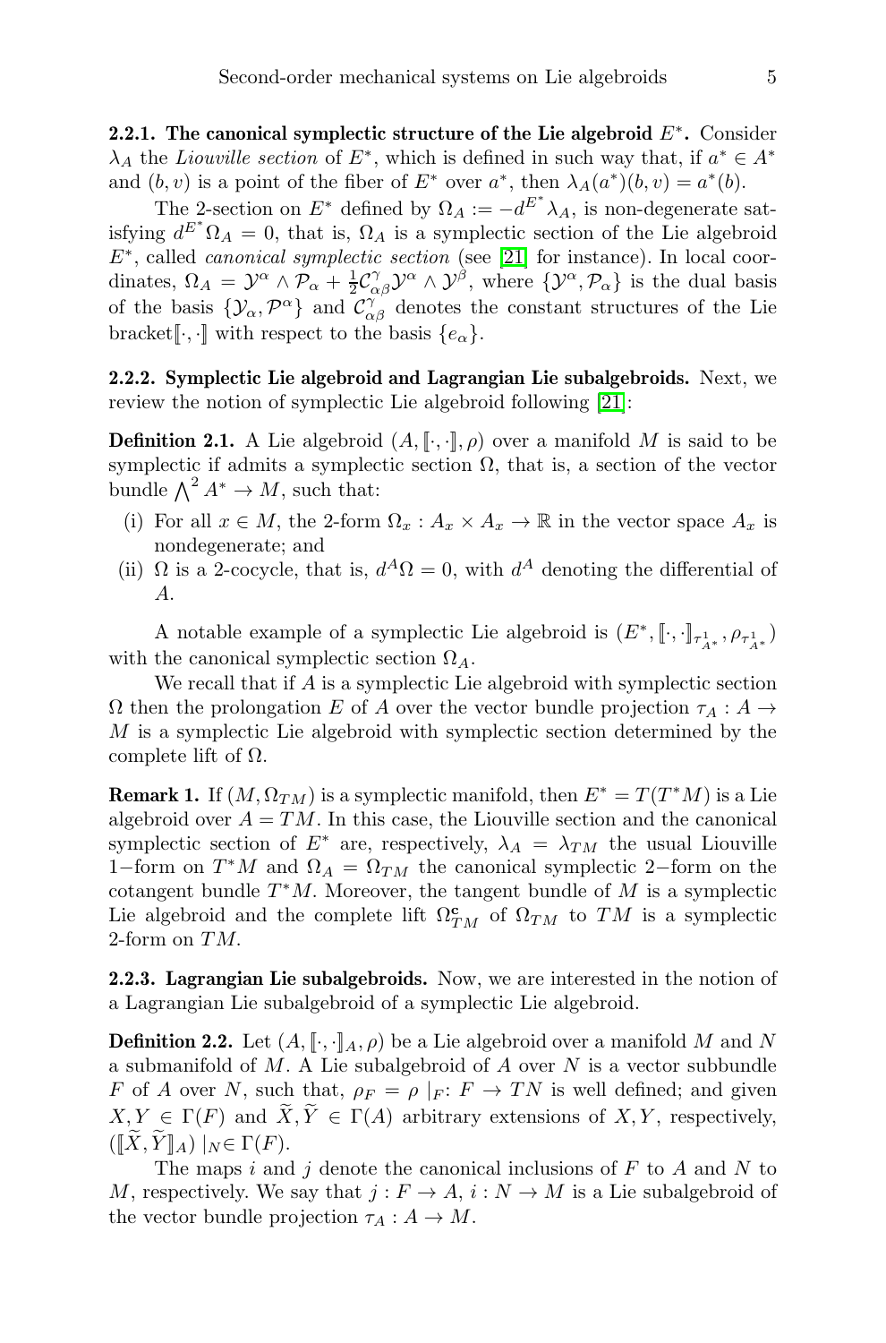#### 2.2.1. The canonical symplectic structure of the Lie algebroid $E^*$.

Consider $\lambda_A$ the *Liouville section* of $E^*$, which is defined in such way that, if $a^* \in A^*$ and $(b, v)$ is a point of the fiber of $E^*$ over $a^*$, then $\lambda_A(a^*)(b, v) = a^*(b)$.

The 2-section on $E^*$ defined by $\Omega_A := -d^{E^*}\lambda_A$, is non-degenerate satisfying $d^{E^*}\Omega_A = 0$, that is, $\Omega_A$ is a symplectic section of the Lie algebroid $E^*$, called *canonical symplectic section* (see [21] for instance). In local coordinates, $\Omega_A = \mathcal{Y}^\alpha \wedge \mathcal{P}_\alpha + \frac{1}{2}\mathcal{C}^\gamma_{\alpha\beta}\mathcal{Y}^\alpha \wedge \mathcal{Y}^\beta$, where $\{\mathcal{Y}^\alpha, \mathcal{P}_\alpha\}$ is the dual basis of the basis $\{\mathcal{Y}_\alpha, \mathcal{P}^\alpha\}$ and $\mathcal{C}^\gamma_{\alpha\beta}$ denotes the constant structures of the Lie bracket$[\![\cdot, \cdot]\!]$ with respect to the basis $\{e_\alpha\}$.

#### 2.2.2. Symplectic Lie algebroid and Lagrangian Lie subalgebroids.

Next, we review the notion of symplectic Lie algebroid following [21]:

**Definition 2.1.** A Lie algebroid $(A, [\![\cdot, \cdot]\!], \rho)$ over a manifold $M$ is said to be symplectic if admits a symplectic section $\Omega$, that is, a section of the vector bundle $\bigwedge^2 A^* \to M$, such that:

- (i) For all $x \in M$, the 2-form $\Omega_x : A_x \times A_x \to \mathbb{R}$ in the vector space $A_x$ is nondegenerate; and
- (ii) $\Omega$ is a 2-cocycle, that is, $d^A\Omega = 0$, with $d^A$ denoting the differential of $A$.

A notable example of a symplectic Lie algebroid is $(E^*, [\![\cdot, \cdot]\!]_{\tau^1_{A^*}}, \rho_{\tau^1_{A^*}})$ with the canonical symplectic section $\Omega_A$.

We recall that if $A$ is a symplectic Lie algebroid with symplectic section $\Omega$ then the prolongation $E$ of $A$ over the vector bundle projection $\tau_A : A \to M$ is a symplectic Lie algebroid with symplectic section determined by the complete lift of $\Omega$.

**Remark 1.** If $(M, \Omega_{TM})$ is a symplectic manifold, then $E^* = T(T^*M)$ is a Lie algebroid over $A = TM$. In this case, the Liouville section and the canonical symplectic section of $E^*$ are, respectively, $\lambda_A = \lambda_{TM}$ the usual Liouville 1−form on $T^*M$ and $\Omega_A = \Omega_{TM}$ the canonical symplectic 2−form on the cotangent bundle $T^*M$. Moreover, the tangent bundle of $M$ is a symplectic Lie algebroid and the complete lift $\Omega^{\mathbf{c}}_{TM}$ of $\Omega_{TM}$ to $TM$ is a symplectic 2-form on $TM$.

#### 2.2.3. Lagrangian Lie subalgebroids.

Now, we are interested in the notion of a Lagrangian Lie subalgebroid of a symplectic Lie algebroid.

**Definition 2.2.** Let $(A, [\![\cdot, \cdot]\!]_A, \rho)$ be a Lie algebroid over a manifold $M$ and $N$ a submanifold of $M$. A Lie subalgebroid of $A$ over $N$ is a vector subbundle $F$ of $A$ over $N$, such that, $\rho_F = \rho \mid_F : F \to TN$ is well defined; and given $X, Y \in \Gamma(F)$ and $\widetilde{X}, \widetilde{Y} \in \Gamma(A)$ arbitrary extensions of $X, Y$, respectively, $([\![\widetilde{X}, \widetilde{Y}]\!]_A) \mid_N \in \Gamma(F)$.

The maps $i$ and $j$ denote the canonical inclusions of $F$ to $A$ and $N$ to $M$, respectively. We say that $j : F \to A$, $i : N \to M$ is a Lie subalgebroid of the vector bundle projection $\tau_A : A \to M$.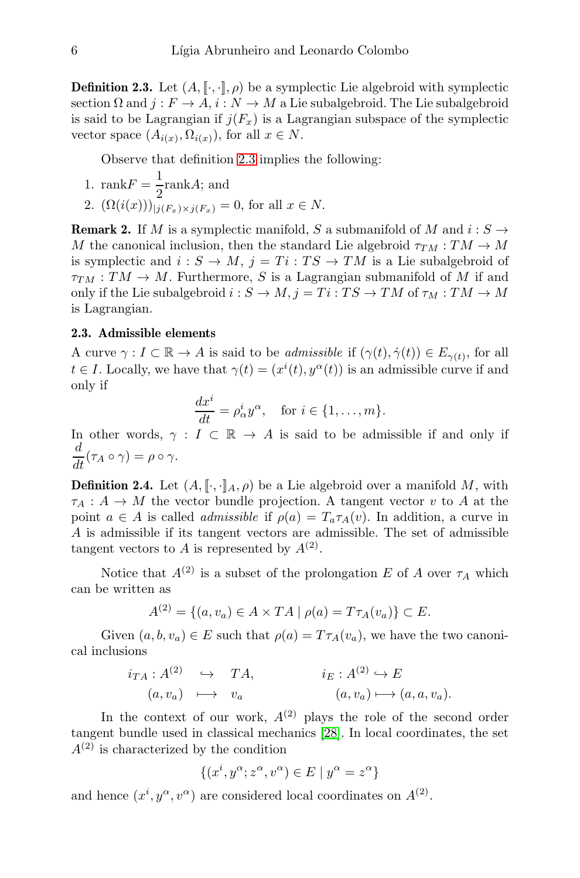**Definition 2.3.** Let $(A, [\![\cdot,\cdot]\!], \rho)$ be a symplectic Lie algebroid with symplectic section $\Omega$ and $j : F \to A, i : N \to M$ a Lie subalgebroid. The Lie subalgebroid is said to be Lagrangian if $j(F_x)$ is a Lagrangian subspace of the symplectic vector space $(A_{i(x)}, \Omega_{i(x)})$, for all $x \in N$.

Observe that definition 2.3 implies the following:

1. $\text{rank}F = \dfrac{1}{2}\text{rank}A$; and
2. $(\Omega(i(x)))_{|j(F_x)\times j(F_x)} = 0$, for all $x \in N$.

**Remark 2.** If $M$ is a symplectic manifold, $S$ a submanifold of $M$ and $i : S \to M$ the canonical inclusion, then the standard Lie algebroid $\tau_{TM} : TM \to M$ is symplectic and $i : S \to M$, $j = Ti : TS \to TM$ is a Lie subalgebroid of $\tau_{TM} : TM \to M$. Furthermore, $S$ is a Lagrangian submanifold of $M$ if and only if the Lie subalgebroid $i : S \to M, j = Ti : TS \to TM$ of $\tau_M : TM \to M$ is Lagrangian.

### 2.3. Admissible elements

A curve $\gamma : I \subset \mathbb{R} \to A$ is said to be *admissible* if $(\gamma(t), \dot{\gamma}(t)) \in E_{\gamma(t)}$, for all $t \in I$. Locally, we have that $\gamma(t) = (x^i(t), y^\alpha(t))$ is an admissible curve if and only if

$$\frac{dx^i}{dt} = \rho^i_\alpha y^\alpha, \quad \text{for } i \in \{1, \ldots, m\}.$$

In other words, $\gamma : I \subset \mathbb{R} \to A$ is said to be admissible if and only if $\dfrac{d}{dt}(\tau_A \circ \gamma) = \rho \circ \gamma$.

**Definition 2.4.** Let $(A, [\![\cdot,\cdot]\!]_A, \rho)$ be a Lie algebroid over a manifold $M$, with $\tau_A : A \to M$ the vector bundle projection. A tangent vector $v$ to $A$ at the point $a \in A$ is called *admissible* if $\rho(a) = T_a\tau_A(v)$. In addition, a curve in $A$ is admissible if its tangent vectors are admissible. The set of admissible tangent vectors to $A$ is represented by $A^{(2)}$.

Notice that $A^{(2)}$ is a subset of the prolongation $E$ of $A$ over $\tau_A$ which can be written as

$$A^{(2)} = \{(a, v_a) \in A \times TA \mid \rho(a) = T\tau_A(v_a)\} \subset E.$$

Given $(a, b, v_a) \in E$ such that $\rho(a) = T\tau_A(v_a)$, we have the two canonical inclusions

$$\begin{array}{rcl} i_{TA} : A^{(2)} & \hookrightarrow & TA, \\ (a, v_a) & \longmapsto & v_a \end{array} \qquad \begin{array}{c} i_E : A^{(2)} \hookrightarrow E \\ (a, v_a) \longmapsto (a, a, v_a). \end{array}$$

In the context of our work, $A^{(2)}$ plays the role of the second order tangent bundle used in classical mechanics [28]. In local coordinates, the set $A^{(2)}$ is characterized by the condition

$$\{(x^i, y^\alpha; z^\alpha, v^\alpha) \in E \mid y^\alpha = z^\alpha\}$$

and hence $(x^i, y^\alpha, v^\alpha)$ are considered local coordinates on $A^{(2)}$.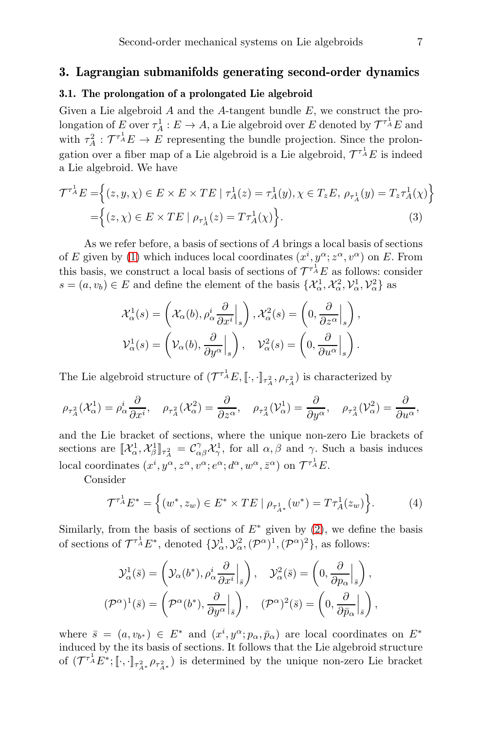## 3. Lagrangian submanifolds generating second-order dynamics

### 3.1. The prolongation of a prolongated Lie algebroid

Given a Lie algebroid $A$ and the $A$-tangent bundle $E$, we construct the prolongation of $E$ over $\tau_A^1 : E \to A$, a Lie algebroid over $E$ denoted by $\mathcal{T}^{\tau_A^1}E$ and with $\tau_A^2 : \mathcal{T}^{\tau_A^1}E \to E$ representing the bundle projection. Since the prolongation over a fiber map of a Lie algebroid is a Lie algebroid, $\mathcal{T}^{\tau_A^1}E$ is indeed a Lie algebroid. We have

$$
\begin{aligned}
\mathcal{T}^{\tau_A^1}E =& \Big\{ (z, y, \chi) \in E \times E \times TE \mid \tau_A^1(z) = \tau_A^1(y), \chi \in T_zE,\ \rho_{\tau_A^1}(y) = T_z\tau_A^1(\chi) \Big\} \\
=& \Big\{ (z, \chi) \in E \times TE \mid \rho_{\tau_A^1}(z) = T\tau_A^1(\chi) \Big\}.
\end{aligned} \tag{3}
$$

As we refer before, a basis of sections of $A$ brings a local basis of sections of $E$ given by (1) which induces local coordinates $(x^i, y^\alpha; z^\alpha, v^\alpha)$ on $E$. From this basis, we construct a local basis of sections of $\mathcal{T}^{\tau_A^1}E$ as follows: consider $s = (a, v_b) \in E$ and define the element of the basis $\{\mathcal{X}_\alpha^1, \mathcal{X}_\alpha^2, \mathcal{V}_\alpha^1, \mathcal{V}_\alpha^2\}$ as

$$
\mathcal{X}_\alpha^1(s) = \left( \mathcal{X}_\alpha(b), \rho_\alpha^i \frac{\partial}{\partial x^i}\Big|_s \right), \mathcal{X}_\alpha^2(s) = \left( 0, \frac{\partial}{\partial z^\alpha}\Big|_s \right),
$$

$$
\mathcal{V}_\alpha^1(s) = \left( \mathcal{V}_\alpha(b), \frac{\partial}{\partial y^\alpha}\Big|_s \right), \quad \mathcal{V}_\alpha^2(s) = \left( 0, \frac{\partial}{\partial u^\alpha}\Big|_s \right).
$$

The Lie algebroid structure of $(\mathcal{T}^{\tau_A^1}E, [\![\cdot,\cdot]\!]_{\tau_A^2}, \rho_{\tau_A^2})$ is characterized by

$$
\rho_{\tau_A^2}(\mathcal{X}_\alpha^1) = \rho_\alpha^i \frac{\partial}{\partial x^i}, \quad \rho_{\tau_A^2}(\mathcal{X}_\alpha^2) = \frac{\partial}{\partial z^\alpha}, \quad \rho_{\tau_A^2}(\mathcal{V}_\alpha^1) = \frac{\partial}{\partial y^\alpha}, \quad \rho_{\tau_A^2}(\mathcal{V}_\alpha^2) = \frac{\partial}{\partial u^\alpha},
$$

and the Lie bracket of sections, where the unique non-zero Lie brackets of sections are $[\![\mathcal{X}_\alpha^1, \mathcal{X}_\beta^1]\!]_{\tau_A^2} = \mathcal{C}_{\alpha\beta}^\gamma \mathcal{X}_\gamma^1$, for all $\alpha, \beta$ and $\gamma$. Such a basis induces local coordinates $(x^i, y^\alpha, z^\alpha, v^\alpha; e^\alpha; d^\alpha, w^\alpha, \bar{z}^\alpha)$ on $\mathcal{T}^{\tau_A^1}E$.

Consider

$$
\mathcal{T}^{\tau_A^1}E^* = \Big\{ (w^*, z_w) \in E^* \times TE \mid \rho_{\tau_{A^*}^1}(w^*) = T\tau_A^1(z_w) \Big\}. \tag{4}
$$

Similarly, from the basis of sections of $E^*$ given by (2), we define the basis of sections of $\mathcal{T}^{\tau_A^1}E^*$, denoted $\{\mathcal{Y}_\alpha^1, \mathcal{Y}_\alpha^2, (\mathcal{P}^\alpha)^1, (\mathcal{P}^\alpha)^2\}$, as follows:

$$
\mathcal{Y}_\alpha^1(\bar{s}) = \left( \mathcal{Y}_\alpha(b^*), \rho_\alpha^i \frac{\partial}{\partial x^i}\Big|_{\bar{s}} \right), \quad \mathcal{Y}_\alpha^2(\bar{s}) = \left( 0, \frac{\partial}{\partial p_\alpha}\Big|_{\bar{s}} \right),
$$

$$
(\mathcal{P}^\alpha)^1(\bar{s}) = \left( \mathcal{P}^\alpha(b^*), \frac{\partial}{\partial y^\alpha}\Big|_{\bar{s}} \right), \quad (\mathcal{P}^\alpha)^2(\bar{s}) = \left( 0, \frac{\partial}{\partial \bar{p}_\alpha}\Big|_{\bar{s}} \right),
$$

where $\bar{s} = (a, v_{b^*}) \in E^*$ and $(x^i, y^\alpha; p_\alpha, \bar{p}_\alpha)$ are local coordinates on $E^*$ induced by the its basis of sections. It follows that the Lie algebroid structure of $(\mathcal{T}^{\tau_A^1}E^*; [\![\cdot,\cdot]\!]_{\tau_{A^*}^2} \rho_{\tau_{A^*}^2})$ is determined by the unique non-zero Lie bracket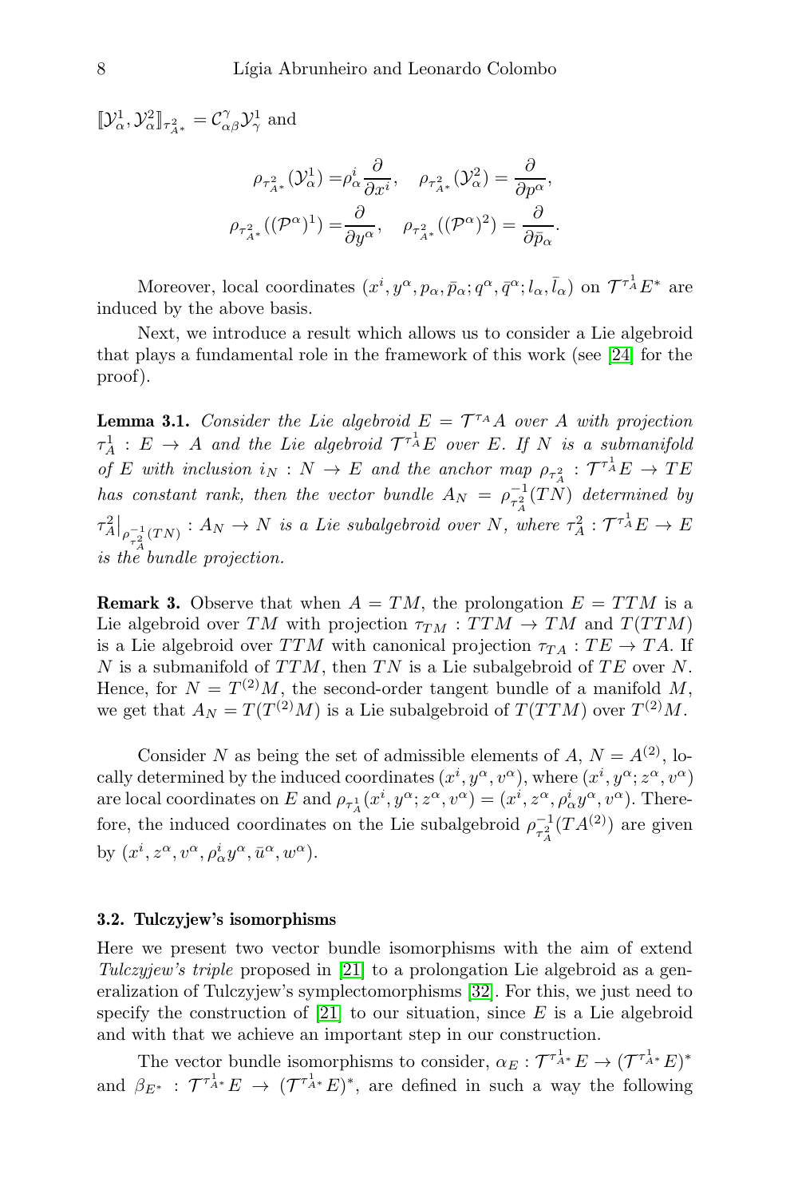$[\![\mathcal{Y}^1_\alpha, \mathcal{Y}^2_\alpha]\!]_{\tau^2_{A^*}} = \mathcal{C}^\gamma_{\alpha\beta}\mathcal{Y}^1_\gamma$ and

$$
\begin{aligned}
\rho_{\tau^2_{A^*}}(\mathcal{Y}^1_\alpha) =& \rho^i_\alpha \frac{\partial}{\partial x^i}, \quad \rho_{\tau^2_{A^*}}(\mathcal{Y}^2_\alpha) = \frac{\partial}{\partial p^\alpha}, \\
\rho_{\tau^2_{A^*}}((\mathcal{P}^\alpha)^1) =& \frac{\partial}{\partial y^\alpha}, \quad \rho_{\tau^2_{A^*}}((\mathcal{P}^\alpha)^2) = \frac{\partial}{\partial \bar{p}_\alpha}.
\end{aligned}
$$

Moreover, local coordinates $(x^i, y^\alpha, p_\alpha, \bar{p}_\alpha; q^\alpha, \bar{q}^\alpha; l_\alpha, \bar{l}_\alpha)$ on $\mathcal{T}^{\tau^1_A}E^*$ are induced by the above basis.

Next, we introduce a result which allows us to consider a Lie algebroid that plays a fundamental role in the framework of this work (see [24] for the proof).

**Lemma 3.1.** *Consider the Lie algebroid $E = \mathcal{T}^{\tau_A}A$ over $A$ with projection $\tau^1_A : E \to A$ and the Lie algebroid $\mathcal{T}^{\tau^1_A}E$ over $E$. If $N$ is a submanifold of $E$ with inclusion $i_N : N \to E$ and the anchor map $\rho_{\tau^2_A} : \mathcal{T}^{\tau^1_A}E \to TE$ has constant rank, then the vector bundle $A_N = \rho^{-1}_{\tau^2_A}(TN)$ determined by $\tau^2_A\big|_{\rho^{-1}_{\tau^2_A}(TN)} : A_N \to N$ is a Lie subalgebroid over $N$, where $\tau^2_A : \mathcal{T}^{\tau^1_A}E \to E$ is the bundle projection.*

**Remark 3.** Observe that when $A = TM$, the prolongation $E = TTM$ is a Lie algebroid over $TM$ with projection $\tau_{TM} : TTM \to TM$ and $T(TTM)$ is a Lie algebroid over $TTM$ with canonical projection $\tau_{TA} : TE \to TA$. If $N$ is a submanifold of $TTM$, then $TN$ is a Lie subalgebroid of $TE$ over $N$. Hence, for $N = T^{(2)}M$, the second-order tangent bundle of a manifold $M$, we get that $A_N = T(T^{(2)}M)$ is a Lie subalgebroid of $T(TTM)$ over $T^{(2)}M$.

Consider $N$ as being the set of admissible elements of $A$, $N = A^{(2)}$, locally determined by the induced coordinates $(x^i, y^\alpha, v^\alpha)$, where $(x^i, y^\alpha; z^\alpha, v^\alpha)$ are local coordinates on $E$ and $\rho_{\tau^1_A}(x^i, y^\alpha; z^\alpha, v^\alpha) = (x^i, z^\alpha, \rho^i_\alpha y^\alpha, v^\alpha)$. Therefore, the induced coordinates on the Lie subalgebroid $\rho^{-1}_{\tau^2_A}(TA^{(2)})$ are given by $(x^i, z^\alpha, v^\alpha, \rho^i_\alpha y^\alpha, \bar{u}^\alpha, w^\alpha)$.

### 3.2. Tulczyjew's isomorphisms

Here we present two vector bundle isomorphisms with the aim of extend *Tulczyjew's triple* proposed in [21] to a prolongation Lie algebroid as a generalization of Tulczyjew's symplectomorphisms [32]. For this, we just need to specify the construction of [21] to our situation, since $E$ is a Lie algebroid and with that we achieve an important step in our construction.

The vector bundle isomorphisms to consider, $\alpha_E : \mathcal{T}^{\tau^1_{A^*}}E \to (\mathcal{T}^{\tau^1_{A^*}}E)^*$ and $\beta_{E^*} : \mathcal{T}^{\tau^1_{A^*}}E \to (\mathcal{T}^{\tau^1_{A^*}}E)^*$, are defined in such a way the following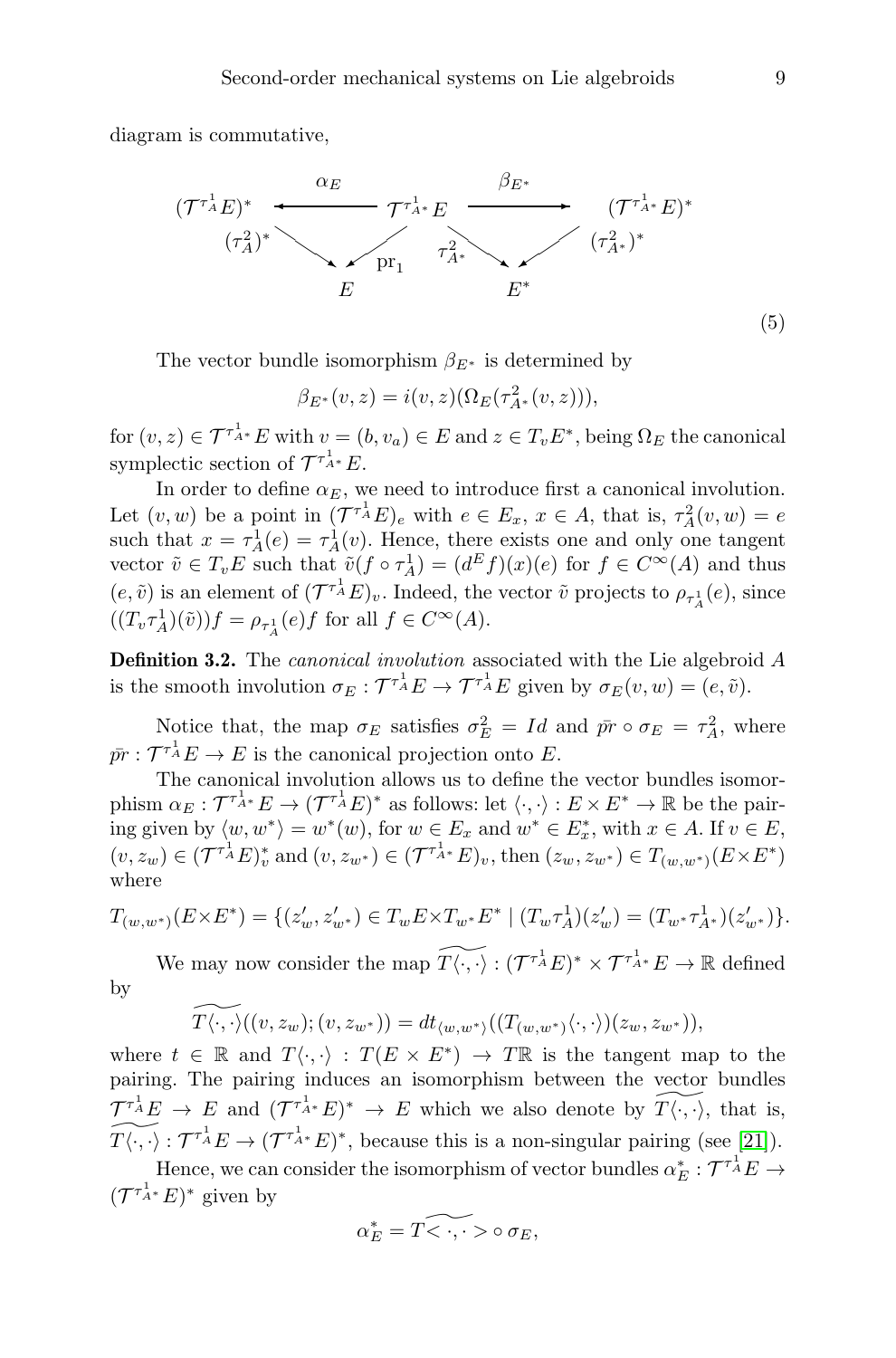diagram is commutative,

$$
\begin{array}{ccccc}
(\mathcal{T}^{\tau^1_A}E)^* & \xleftarrow{\alpha_E} & \mathcal{T}^{\tau^1_{A^*}}E & \xrightarrow{\beta_{E^*}} & (\mathcal{T}^{\tau^1_{A^*}}E)^* \\
& {\scriptstyle (\tau^2_A)^*}\searrow \quad \swarrow{\scriptstyle \mathrm{pr}_1} & & {\scriptstyle \tau^2_{A^*}}\searrow \quad \swarrow{\scriptstyle (\tau^2_{A^*})^*} & \\
& E & & E^* &
\end{array}
\tag{5}
$$

The vector bundle isomorphism $\beta_{E^*}$ is determined by

$$\beta_{E^*}(v,z) = i(v,z)(\Omega_E(\tau^2_{A^*}(v,z))),$$

for $(v,z) \in \mathcal{T}^{\tau^1_{A^*}}E$ with $v = (b, v_a) \in E$ and $z \in T_vE^*$, being $\Omega_E$ the canonical symplectic section of $\mathcal{T}^{\tau^1_{A^*}}E$.

In order to define $\alpha_E$, we need to introduce first a canonical involution. Let $(v,w)$ be a point in $(\mathcal{T}^{\tau^1_A}E)_e$ with $e \in E_x$, $x \in A$, that is, $\tau^2_A(v,w) = e$ such that $x = \tau^1_A(e) = \tau^1_A(v)$. Hence, there exists one and only one tangent vector $\tilde{v} \in T_vE$ such that $\tilde{v}(f \circ \tau^1_A) = (d^E f)(x)(e)$ for $f \in C^\infty(A)$ and thus $(e, \tilde{v})$ is an element of $(\mathcal{T}^{\tau^1_A}E)_v$. Indeed, the vector $\tilde{v}$ projects to $\rho_{\tau^1_A}(e)$, since $((T_v\tau^1_A)(\tilde{v}))f = \rho_{\tau^1_A}(e)f$ for all $f \in C^\infty(A)$.

**Definition 3.2.** The *canonical involution* associated with the Lie algebroid $A$ is the smooth involution $\sigma_E : \mathcal{T}^{\tau^1_A}E \to \mathcal{T}^{\tau^1_A}E$ given by $\sigma_E(v,w) = (e, \tilde{v})$.

Notice that, the map $\sigma_E$ satisfies $\sigma_E^2 = Id$ and $\bar{pr} \circ \sigma_E = \tau^2_A$, where $\bar{pr} : \mathcal{T}^{\tau^1_A}E \to E$ is the canonical projection onto $E$.

The canonical involution allows us to define the vector bundles isomorphism $\alpha_E : \mathcal{T}^{\tau^1_{A^*}}E \to (\mathcal{T}^{\tau^1_A}E)^*$ as follows: let $\langle \cdot, \cdot \rangle : E \times E^* \to \mathbb{R}$ be the pairing given by $\langle w, w^* \rangle = w^*(w)$, for $w \in E_x$ and $w^* \in E^*_x$, with $x \in A$. If $v \in E$, $(v, z_w) \in (\mathcal{T}^{\tau^1_A}E)^*_v$ and $(v, z_{w^*}) \in (\mathcal{T}^{\tau^1_{A^*}}E)_v$, then $(z_w, z_{w^*}) \in T_{(w,w^*)}(E \times E^*)$ where

$$T_{(w,w^*)}(E \times E^*) = \{(z'_w, z'_{w^*}) \in T_wE \times T_{w^*}E^* \mid (T_w\tau^1_A)(z'_w) = (T_{w^*}\tau^1_{A^*})(z'_{w^*})\}.$$

We may now consider the map $\widetilde{T\langle \cdot, \cdot \rangle} : (\mathcal{T}^{\tau^1_A}E)^* \times \mathcal{T}^{\tau^1_{A^*}}E \to \mathbb{R}$ defined by

$$\widetilde{T\langle \cdot, \cdot \rangle}((v, z_w); (v, z_{w^*})) = dt_{\langle w, w^* \rangle}((T_{(w,w^*)}\langle \cdot, \cdot \rangle)(z_w, z_{w^*})),$$

where $t \in \mathbb{R}$ and $T\langle \cdot, \cdot \rangle : T(E \times E^*) \to T\mathbb{R}$ is the tangent map to the pairing. The pairing induces an isomorphism between the vector bundles $\mathcal{T}^{\tau^1_A}E \to E$ and $(\mathcal{T}^{\tau^1_{A^*}}E)^* \to E$ which we also denote by $\widetilde{T\langle \cdot, \cdot \rangle}$, that is, $\widetilde{T\langle \cdot, \cdot \rangle} : \mathcal{T}^{\tau^1_A}E \to (\mathcal{T}^{\tau^1_{A^*}}E)^*$, because this is a non-singular pairing (see [21]).

Hence, we can consider the isomorphism of vector bundles $\alpha^*_E : \mathcal{T}^{\tau^1_A}E \to (\mathcal{T}^{\tau^1_{A^*}}E)^*$ given by

$$\alpha^*_E = \widetilde{T< \cdot, \cdot >} \circ \sigma_E,$$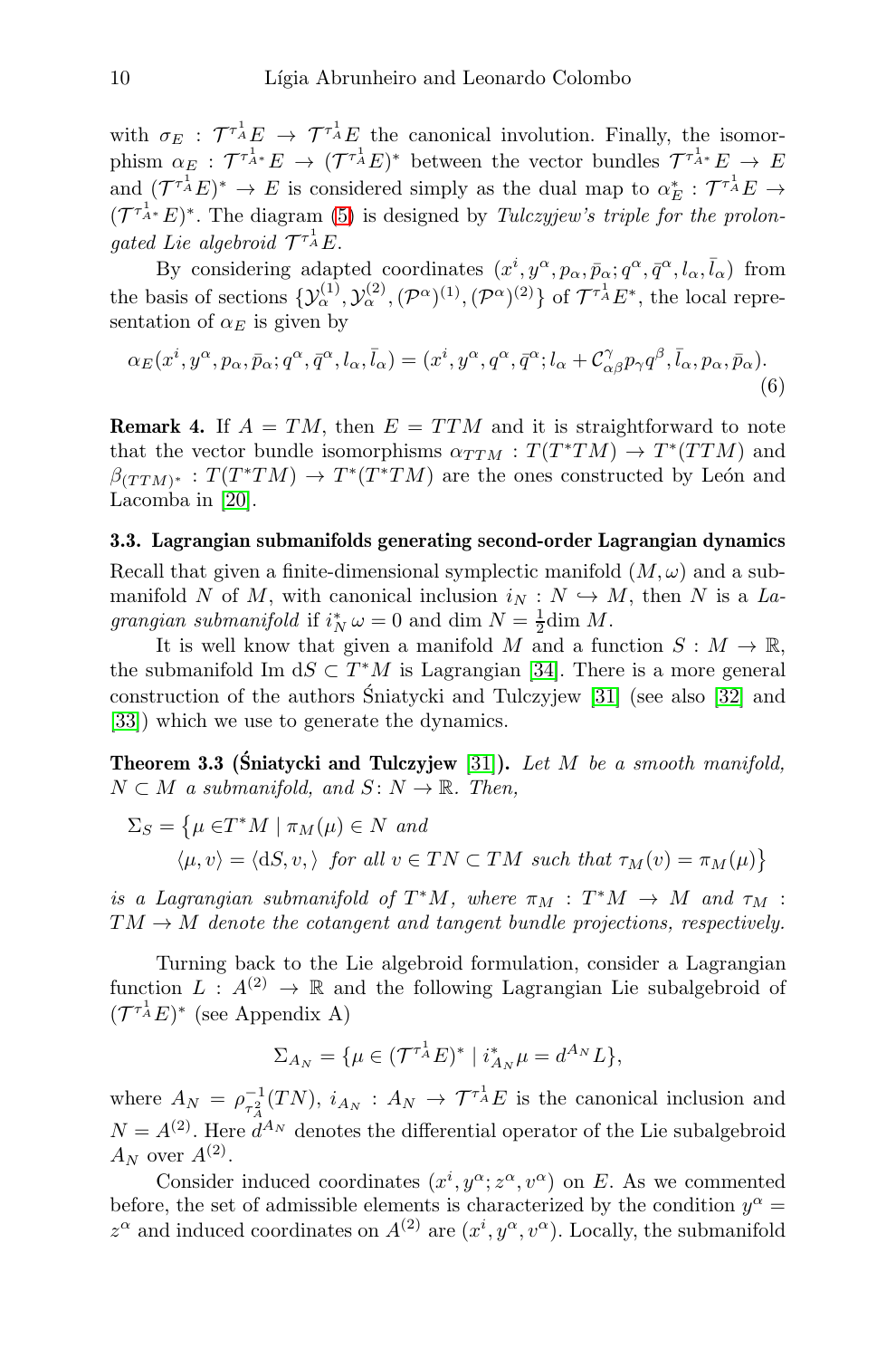with $\sigma_E : \mathcal{T}^{\tau_A^1}E \to \mathcal{T}^{\tau_A^1}E$ the canonical involution. Finally, the isomorphism $\alpha_E : \mathcal{T}^{\tau_{A^*}^1}E \to (\mathcal{T}^{\tau_A^1}E)^*$ between the vector bundles $\mathcal{T}^{\tau_{A^*}^1}E \to E$ and $(\mathcal{T}^{\tau_A^1}E)^* \to E$ is considered simply as the dual map to $\alpha_E^* : \mathcal{T}^{\tau_A^1}E \to (\mathcal{T}^{\tau_{A^*}^1}E)^*$. The diagram (5) is designed by *Tulczyjew's triple for the prolongated Lie algebroid* $\mathcal{T}^{\tau_A^1}E$.

By considering adapted coordinates $(x^i, y^\alpha, p_\alpha, \bar{p}_\alpha; q^\alpha, \bar{q}^\alpha, l_\alpha, \bar{l}_\alpha)$ from the basis of sections $\{\mathcal{Y}_\alpha^{(1)}, \mathcal{Y}_\alpha^{(2)}, (\mathcal{P}^\alpha)^{(1)}, (\mathcal{P}^\alpha)^{(2)}\}$ of $\mathcal{T}^{\tau_A^1}E^*$, the local representation of $\alpha_E$ is given by

$$\alpha_E(x^i, y^\alpha, p_\alpha, \bar{p}_\alpha; q^\alpha, \bar{q}^\alpha, l_\alpha, \bar{l}_\alpha) = (x^i, y^\alpha, q^\alpha, \bar{q}^\alpha; l_\alpha + \mathcal{C}_{\alpha\beta}^\gamma p_\gamma q^\beta, \bar{l}_\alpha, p_\alpha, \bar{p}_\alpha). \tag{6}$$

**Remark 4.** If $A = TM$, then $E = TTM$ and it is straightforward to note that the vector bundle isomorphisms $\alpha_{TTM} : T(T^*TM) \to T^*(TTM)$ and $\beta_{(TTM)^*} : T(T^*TM) \to T^*(T^*TM)$ are the ones constructed by León and Lacomba in [20].

### 3.3. Lagrangian submanifolds generating second-order Lagrangian dynamics

Recall that given a finite-dimensional symplectic manifold $(M, \omega)$ and a submanifold $N$ of $M$, with canonical inclusion $i_N : N \hookrightarrow M$, then $N$ is a *Lagrangian submanifold* if $i_N^*\omega = 0$ and $\dim N = \frac{1}{2}\dim M$.

It is well know that given a manifold $M$ and a function $S : M \to \mathbb{R}$, the submanifold $\mathrm{Im}\, \mathrm{d}S \subset T^*M$ is Lagrangian [34]. There is a more general construction of the authors Śniatycki and Tulczyjew [31] (see also [32] and [33]) which we use to generate the dynamics.

**Theorem 3.3 (Śniatycki and Tulczyjew [31]).** *Let $M$ be a smooth manifold, $N \subset M$ a submanifold, and $S \colon N \to \mathbb{R}$. Then,*

$$\Sigma_S = \big\{\mu \in T^*M \mid \pi_M(\mu) \in N \text{ and } \langle \mu, v\rangle = \langle \mathrm{d}S, v, \rangle \text{ for all } v \in TN \subset TM \text{ such that } \tau_M(v) = \pi_M(\mu)\big\}$$

*is a Lagrangian submanifold of $T^*M$, where $\pi_M : T^*M \to M$ and $\tau_M : TM \to M$ denote the cotangent and tangent bundle projections, respectively.*

Turning back to the Lie algebroid formulation, consider a Lagrangian function $L : A^{(2)} \to \mathbb{R}$ and the following Lagrangian Lie subalgebroid of $(\mathcal{T}^{\tau_A^1}E)^*$ (see Appendix A)

$$\Sigma_{A_N} = \{\mu \in (\mathcal{T}^{\tau_A^1}E)^* \mid i_{A_N}^*\mu = d^{A_N}L\},$$

where $A_N = \rho_{\tau_A^2}^{-1}(TN)$, $i_{A_N} : A_N \to \mathcal{T}^{\tau_A^1}E$ is the canonical inclusion and $N = A^{(2)}$. Here $d^{A_N}$ denotes the differential operator of the Lie subalgebroid $A_N$ over $A^{(2)}$.

Consider induced coordinates $(x^i, y^\alpha; z^\alpha, v^\alpha)$ on $E$. As we commented before, the set of admissible elements is characterized by the condition $y^\alpha = z^\alpha$ and induced coordinates on $A^{(2)}$ are $(x^i, y^\alpha, v^\alpha)$. Locally, the submanifold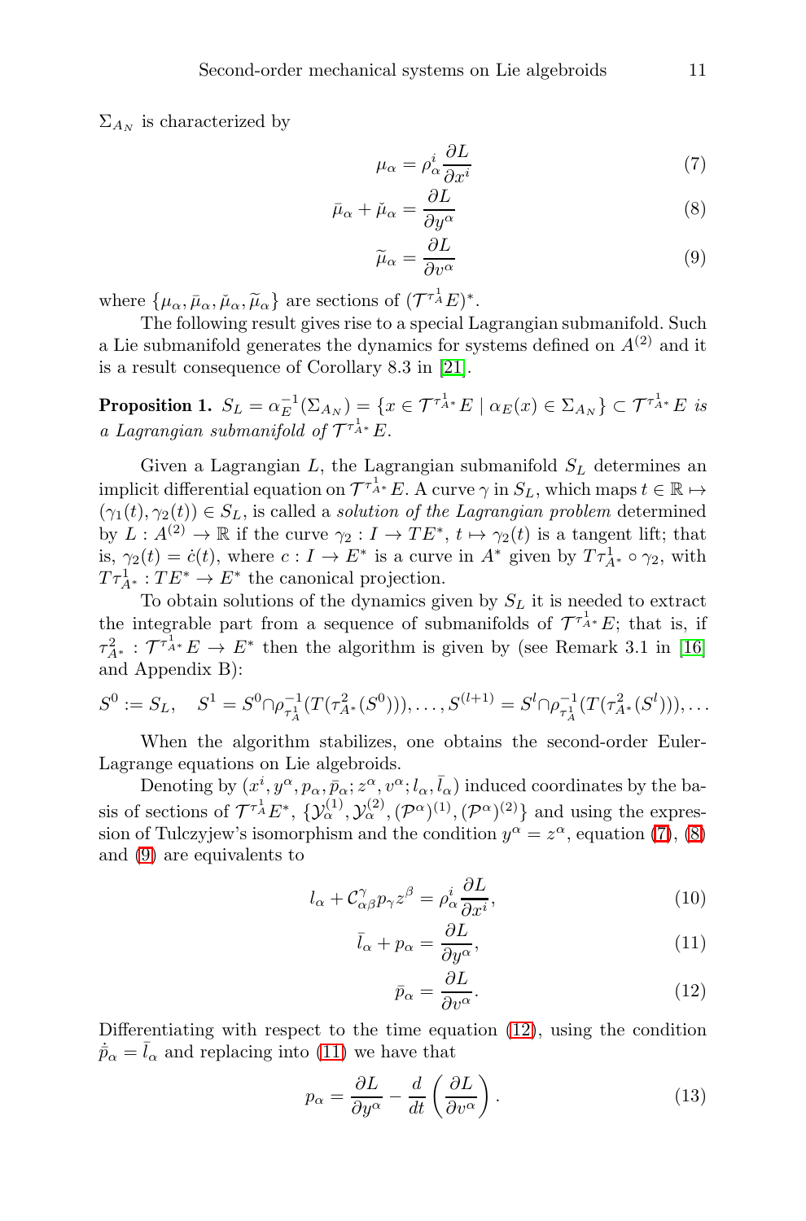$\Sigma_{A_N}$ is characterized by

$$\mu_\alpha = \rho^i_\alpha \frac{\partial L}{\partial x^i} \tag{7}$$

$$\bar{\mu}_\alpha + \check{\mu}_\alpha = \frac{\partial L}{\partial y^\alpha} \tag{8}$$

$$\widetilde{\mu}_\alpha = \frac{\partial L}{\partial v^\alpha} \tag{9}$$

where $\{\mu_\alpha, \bar{\mu}_\alpha, \check{\mu}_\alpha, \widetilde{\mu}_\alpha\}$ are sections of $(\mathcal{T}^{\tau^1_A}E)^*$.

The following result gives rise to a special Lagrangian submanifold. Such a Lie submanifold generates the dynamics for systems defined on $A^{(2)}$ and it is a result consequence of Corollary 8.3 in [21].

**Proposition 1.** *$S_L = \alpha_E^{-1}(\Sigma_{A_N}) = \{x \in \mathcal{T}^{\tau^1_{A^*}}E \mid \alpha_E(x) \in \Sigma_{A_N}\} \subset \mathcal{T}^{\tau^1_{A^*}}E$ is a Lagrangian submanifold of $\mathcal{T}^{\tau^1_{A^*}}E$.*

Given a Lagrangian $L$, the Lagrangian submanifold $S_L$ determines an implicit differential equation on $\mathcal{T}^{\tau^1_{A^*}}E$. A curve $\gamma$ in $S_L$, which maps $t \in \mathbb{R} \mapsto (\gamma_1(t), \gamma_2(t)) \in S_L$, is called a *solution of the Lagrangian problem* determined by $L : A^{(2)} \to \mathbb{R}$ if the curve $\gamma_2 : I \to TE^*$, $t \mapsto \gamma_2(t)$ is a tangent lift; that is, $\gamma_2(t) = \dot{c}(t)$, where $c : I \to E^*$ is a curve in $A^*$ given by $T\tau^1_{A^*} \circ \gamma_2$, with $T\tau^1_{A^*} : TE^* \to E^*$ the canonical projection.

To obtain solutions of the dynamics given by $S_L$ it is needed to extract the integrable part from a sequence of submanifolds of $\mathcal{T}^{\tau^1_{A^*}}E$; that is, if $\tau^2_{A^*} : \mathcal{T}^{\tau^1_{A^*}}E \to E^*$ then the algorithm is given by (see Remark 3.1 in [16] and Appendix B):

$$S^0 := S_L, \quad S^1 = S^0 \cap \rho^{-1}_{\tau^1_A}(T(\tau^2_{A^*}(S^0))), \ldots, S^{(l+1)} = S^l \cap \rho^{-1}_{\tau^1_A}(T(\tau^2_{A^*}(S^l))), \ldots$$

When the algorithm stabilizes, one obtains the second-order Euler-Lagrange equations on Lie algebroids.

Denoting by $(x^i, y^\alpha, p_\alpha, \bar{p}_\alpha; z^\alpha, v^\alpha; l_\alpha, \bar{l}_\alpha)$ induced coordinates by the basis of sections of $\mathcal{T}^{\tau^1_A}E^*$, $\{\mathcal{Y}^{(1)}_\alpha, \mathcal{Y}^{(2)}_\alpha, (\mathcal{P}^\alpha)^{(1)}, (\mathcal{P}^\alpha)^{(2)}\}$ and using the expression of Tulczyjew's isomorphism and the condition $y^\alpha = z^\alpha$, equation (7), (8) and (9) are equivalents to

$$l_\alpha + \mathcal{C}^\gamma_{\alpha\beta} p_\gamma z^\beta = \rho^i_\alpha \frac{\partial L}{\partial x^i}, \tag{10}$$

$$\bar{l}_\alpha + p_\alpha = \frac{\partial L}{\partial y^\alpha}, \tag{11}$$

$$\bar{p}_\alpha = \frac{\partial L}{\partial v^\alpha}. \tag{12}$$

Differentiating with respect to the time equation (12), using the condition $\dot{\bar{p}}_\alpha = \bar{l}_\alpha$ and replacing into (11) we have that

$$p_\alpha = \frac{\partial L}{\partial y^\alpha} - \frac{d}{dt}\left(\frac{\partial L}{\partial v^\alpha}\right). \tag{13}$$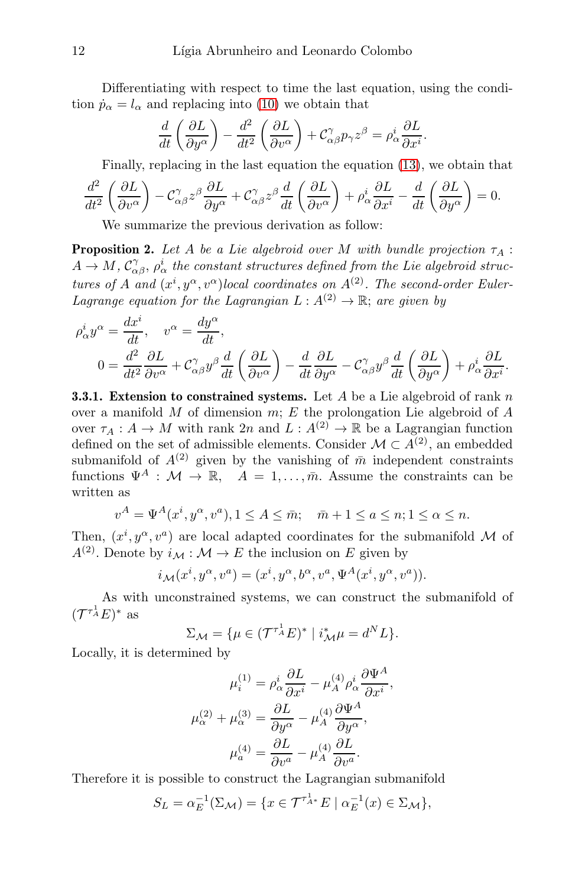Differentiating with respect to time the last equation, using the condition $\dot{p}_\alpha = l_\alpha$ and replacing into (10) we obtain that

$$\frac{d}{dt}\left(\frac{\partial L}{\partial y^\alpha}\right) - \frac{d^2}{dt^2}\left(\frac{\partial L}{\partial v^\alpha}\right) + \mathcal{C}^\gamma_{\alpha\beta} p_\gamma z^\beta = \rho^i_\alpha \frac{\partial L}{\partial x^i}.$$

Finally, replacing in the last equation the equation (13), we obtain that

$$\frac{d^2}{dt^2}\left(\frac{\partial L}{\partial v^\alpha}\right) - \mathcal{C}^\gamma_{\alpha\beta} z^\beta \frac{\partial L}{\partial y^\alpha} + \mathcal{C}^\gamma_{\alpha\beta} z^\beta \frac{d}{dt}\left(\frac{\partial L}{\partial v^\alpha}\right) + \rho^i_\alpha \frac{\partial L}{\partial x^i} - \frac{d}{dt}\left(\frac{\partial L}{\partial y^\alpha}\right) = 0.$$

We summarize the previous derivation as follow:

**Proposition 2.** *Let $A$ be a Lie algebroid over $M$ with bundle projection $\tau_A : A \to M$, $\mathcal{C}^\gamma_{\alpha\beta}$, $\rho^i_\alpha$ the constant structures defined from the Lie algebroid structures of $A$ and $(x^i, y^\alpha, v^\alpha)$local coordinates on $A^{(2)}$. The second-order Euler-Lagrange equation for the Lagrangian $L : A^{(2)} \to \mathbb{R}$; are given by*

$$\rho^i_\alpha y^\alpha = \frac{dx^i}{dt}, \quad v^\alpha = \frac{dy^\alpha}{dt},$$
$$0 = \frac{d^2}{dt^2}\frac{\partial L}{\partial v^\alpha} + \mathcal{C}^\gamma_{\alpha\beta} y^\beta \frac{d}{dt}\left(\frac{\partial L}{\partial v^\alpha}\right) - \frac{d}{dt}\frac{\partial L}{\partial y^\alpha} - \mathcal{C}^\gamma_{\alpha\beta} y^\beta \frac{d}{dt}\left(\frac{\partial L}{\partial y^\alpha}\right) + \rho^i_\alpha \frac{\partial L}{\partial x^i}.$$

**3.3.1. Extension to constrained systems.** Let $A$ be a Lie algebroid of rank $n$ over a manifold $M$ of dimension $m$; $E$ the prolongation Lie algebroid of $A$ over $\tau_A : A \to M$ with rank $2n$ and $L : A^{(2)} \to \mathbb{R}$ be a Lagrangian function defined on the set of admissible elements. Consider $\mathcal{M} \subset A^{(2)}$, an embedded submanifold of $A^{(2)}$ given by the vanishing of $\bar{m}$ independent constraints functions $\Psi^A : \mathcal{M} \to \mathbb{R}$, $\quad A = 1, \ldots, \bar{m}$. Assume the constraints can be written as

$$v^A = \Psi^A(x^i, y^\alpha, v^a), 1 \le A \le \bar{m}; \quad \bar{m}+1 \le a \le n; 1 \le \alpha \le n.$$

Then, $(x^i, y^\alpha, v^a)$ are local adapted coordinates for the submanifold $\mathcal{M}$ of $A^{(2)}$. Denote by $i_\mathcal{M} : \mathcal{M} \to E$ the inclusion on $E$ given by

$$i_\mathcal{M}(x^i, y^\alpha, v^a) = (x^i, y^\alpha, b^\alpha, v^a, \Psi^A(x^i, y^\alpha, v^a)).$$

As with unconstrained systems, we can construct the submanifold of $(\mathcal{T}^{\tau^1_A} E)^*$ as

$$\Sigma_\mathcal{M} = \{\mu \in (\mathcal{T}^{\tau^1_A} E)^* \mid i^*_\mathcal{M} \mu = d^N L\}.$$

Locally, it is determined by

$$\mu^{(1)}_i = \rho^i_\alpha \frac{\partial L}{\partial x^i} - \mu^{(4)}_A \rho^i_\alpha \frac{\partial \Psi^A}{\partial x^i},$$
$$\mu^{(2)}_\alpha + \mu^{(3)}_\alpha = \frac{\partial L}{\partial y^\alpha} - \mu^{(4)}_A \frac{\partial \Psi^A}{\partial y^\alpha},$$
$$\mu^{(4)}_a = \frac{\partial L}{\partial v^a} - \mu^{(4)}_A \frac{\partial L}{\partial v^a}.$$

Therefore it is possible to construct the Lagrangian submanifold

$$S_L = \alpha_E^{-1}(\Sigma_\mathcal{M}) = \{x \in \mathcal{T}^{\tau^1_{A^*}} E \mid \alpha_E^{-1}(x) \in \Sigma_\mathcal{M}\},$$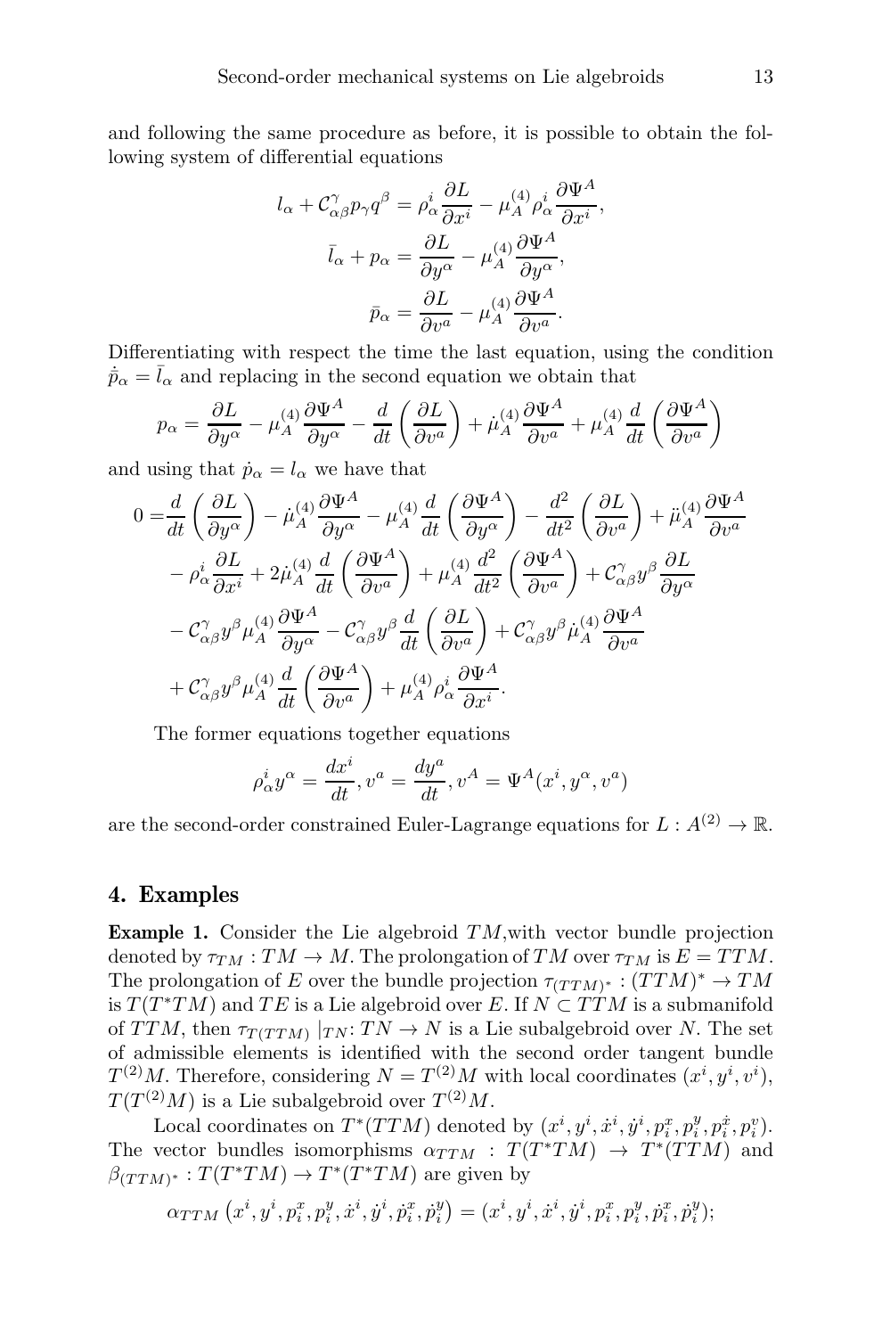and following the same procedure as before, it is possible to obtain the following system of differential equations

$$
\begin{aligned}
l_\alpha + \mathcal{C}^\gamma_{\alpha\beta} p_\gamma q^\beta &= \rho^i_\alpha \frac{\partial L}{\partial x^i} - \mu^{(4)}_A \rho^i_\alpha \frac{\partial \Psi^A}{\partial x^i},\\
\bar{l}_\alpha + p_\alpha &= \frac{\partial L}{\partial y^\alpha} - \mu^{(4)}_A \frac{\partial \Psi^A}{\partial y^\alpha},\\
\bar{p}_\alpha &= \frac{\partial L}{\partial v^a} - \mu^{(4)}_A \frac{\partial \Psi^A}{\partial v^a}.
\end{aligned}
$$

Differentiating with respect the time the last equation, using the condition $\dot{\bar{p}}_\alpha = \bar{l}_\alpha$ and replacing in the second equation we obtain that

$$
p_\alpha = \frac{\partial L}{\partial y^\alpha} - \mu^{(4)}_A \frac{\partial \Psi^A}{\partial y^\alpha} - \frac{d}{dt}\left(\frac{\partial L}{\partial v^a}\right) + \dot{\mu}^{(4)}_A \frac{\partial \Psi^A}{\partial v^a} + \mu^{(4)}_A \frac{d}{dt}\left(\frac{\partial \Psi^A}{\partial v^a}\right)
$$

and using that $\dot{p}_\alpha = l_\alpha$ we have that

$$
\begin{aligned}
0 =& \frac{d}{dt}\left(\frac{\partial L}{\partial y^\alpha}\right) - \dot{\mu}^{(4)}_A \frac{\partial \Psi^A}{\partial y^\alpha} - \mu^{(4)}_A \frac{d}{dt}\left(\frac{\partial \Psi^A}{\partial y^\alpha}\right) - \frac{d^2}{dt^2}\left(\frac{\partial L}{\partial v^a}\right) + \ddot{\mu}^{(4)}_A \frac{\partial \Psi^A}{\partial v^a}\\
&- \rho^i_\alpha \frac{\partial L}{\partial x^i} + 2\dot{\mu}^{(4)}_A \frac{d}{dt}\left(\frac{\partial \Psi^A}{\partial v^a}\right) + \mu^{(4)}_A \frac{d^2}{dt^2}\left(\frac{\partial \Psi^A}{\partial v^a}\right) + \mathcal{C}^\gamma_{\alpha\beta} y^\beta \frac{\partial L}{\partial y^\alpha}\\
&- \mathcal{C}^\gamma_{\alpha\beta} y^\beta \mu^{(4)}_A \frac{\partial \Psi^A}{\partial y^\alpha} - \mathcal{C}^\gamma_{\alpha\beta} y^\beta \frac{d}{dt}\left(\frac{\partial L}{\partial v^a}\right) + \mathcal{C}^\gamma_{\alpha\beta} y^\beta \dot{\mu}^{(4)}_A \frac{\partial \Psi^A}{\partial v^a}\\
&+ \mathcal{C}^\gamma_{\alpha\beta} y^\beta \mu^{(4)}_A \frac{d}{dt}\left(\frac{\partial \Psi^A}{\partial v^a}\right) + \mu^{(4)}_A \rho^i_\alpha \frac{\partial \Psi^A}{\partial x^i}.
\end{aligned}
$$

The former equations together equations

$$
\rho^i_\alpha y^\alpha = \frac{dx^i}{dt}, v^a = \frac{dy^a}{dt}, v^A = \Psi^A(x^i, y^\alpha, v^a)
$$

are the second-order constrained Euler-Lagrange equations for $L : A^{(2)} \to \mathbb{R}$.

## 4. Examples

**Example 1.** Consider the Lie algebroid $TM$,with vector bundle projection denoted by $\tau_{TM} : TM \to M$. The prolongation of $TM$ over $\tau_{TM}$ is $E = TTM$. The prolongation of $E$ over the bundle projection $\tau_{(TTM)^*} : (TTM)^* \to TM$ is $T(T^*TM)$ and $TE$ is a Lie algebroid over $E$. If $N \subset TTM$ is a submanifold of $TTM$, then $\tau_{T(TTM)} \mid_{TN}: TN \to N$ is a Lie subalgebroid over $N$. The set of admissible elements is identified with the second order tangent bundle $T^{(2)}M$. Therefore, considering $N = T^{(2)}M$ with local coordinates $(x^i, y^i, v^i)$, $T(T^{(2)}M)$ is a Lie subalgebroid over $T^{(2)}M$.

Local coordinates on $T^*(TTM)$ denoted by $(x^i, y^i, \dot{x}^i, \dot{y}^i, p^x_i, p^y_i, p^{\dot{x}}_i, p^v_i)$. The vector bundles isomorphisms $\alpha_{TTM} : T(T^*TM) \to T^*(TTM)$ and $\beta_{(TTM)^*} : T(T^*TM) \to T^*(T^*TM)$ are given by

$$
\alpha_{TTM}\left(x^i, y^i, p^x_i, p^y_i, \dot{x}^i, \dot{y}^i, \dot{p}^x_i, \dot{p}^y_i\right) = (x^i, y^i, \dot{x}^i, \dot{y}^i, p^x_i, p^y_i, \dot{p}^x_i, \dot{p}^y_i);
$$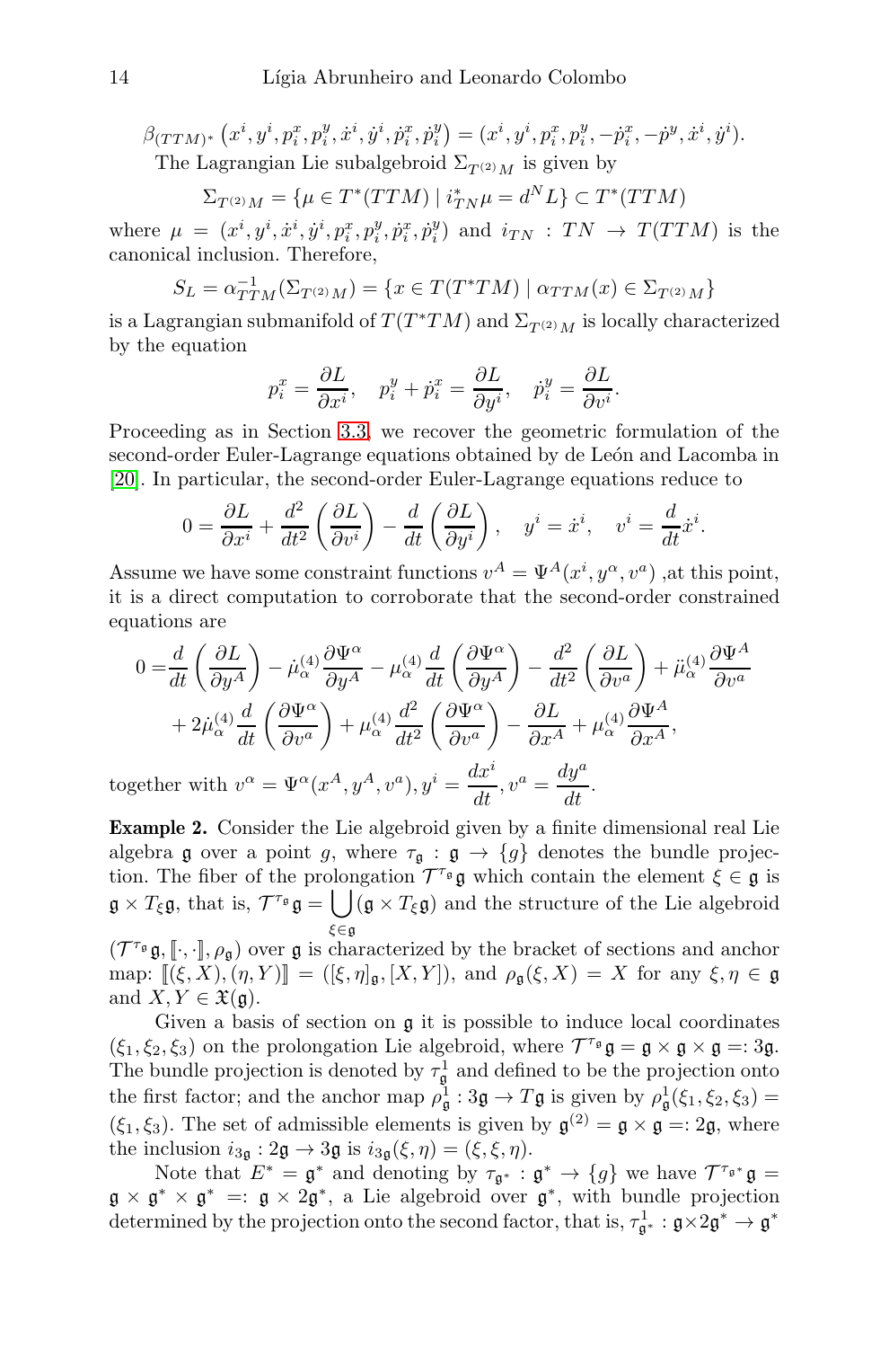$\beta_{(TTM)^*}\left(x^i, y^i, p_i^x, p_i^y, \dot{x}^i, \dot{y}^i, \dot{p}_i^x, \dot{p}_i^y\right) = (x^i, y^i, p_i^x, p_i^y, -\dot{p}_i^x, -\dot{p}^y, \dot{x}^i, \dot{y}^i).$

The Lagrangian Lie subalgebroid $\Sigma_{T^{(2)}M}$ is given by

$$\Sigma_{T^{(2)}M} = \{\mu \in T^*(TTM) \mid i_{TN}^* \mu = d^N L\} \subset T^*(TTM)$$

where $\mu = (x^i, y^i, \dot{x}^i, \dot{y}^i, p_i^x, p_i^y, \dot{p}_i^x, \dot{p}_i^y)$ and $i_{TN} : TN \to T(TTM)$ is the canonical inclusion. Therefore,

$$S_L = \alpha_{TTM}^{-1}(\Sigma_{T^{(2)}M}) = \{x \in T(T^*TM) \mid \alpha_{TTM}(x) \in \Sigma_{T^{(2)}M}\}$$

is a Lagrangian submanifold of $T(T^*TM)$ and $\Sigma_{T^{(2)}M}$ is locally characterized by the equation

$$p_i^x = \frac{\partial L}{\partial x^i}, \quad p_i^y + \dot{p}_i^x = \frac{\partial L}{\partial y^i}, \quad \dot{p}_i^y = \frac{\partial L}{\partial v^i}.$$

Proceeding as in Section 3.3, we recover the geometric formulation of the second-order Euler-Lagrange equations obtained by de León and Lacomba in [20]. In particular, the second-order Euler-Lagrange equations reduce to

$$0 = \frac{\partial L}{\partial x^i} + \frac{d^2}{dt^2}\left(\frac{\partial L}{\partial v^i}\right) - \frac{d}{dt}\left(\frac{\partial L}{\partial y^i}\right), \quad y^i = \dot{x}^i, \quad v^i = \frac{d}{dt}\dot{x}^i.$$

Assume we have some constraint functions $v^A = \Psi^A(x^i, y^\alpha, v^a)$ ,at this point, it is a direct computation to corroborate that the second-order constrained equations are

$$\begin{aligned} 0 =& \frac{d}{dt}\left(\frac{\partial L}{\partial y^A}\right) - \dot{\mu}_\alpha^{(4)} \frac{\partial \Psi^\alpha}{\partial y^A} - \mu_\alpha^{(4)} \frac{d}{dt}\left(\frac{\partial \Psi^\alpha}{\partial y^A}\right) - \frac{d^2}{dt^2}\left(\frac{\partial L}{\partial v^a}\right) + \ddot{\mu}_\alpha^{(4)} \frac{\partial \Psi^A}{\partial v^a} \\ &+ 2\dot{\mu}_\alpha^{(4)} \frac{d}{dt}\left(\frac{\partial \Psi^\alpha}{\partial v^a}\right) + \mu_\alpha^{(4)} \frac{d^2}{dt^2}\left(\frac{\partial \Psi^\alpha}{\partial v^a}\right) - \frac{\partial L}{\partial x^A} + \mu_\alpha^{(4)} \frac{\partial \Psi^A}{\partial x^A}, \end{aligned}$$

together with $v^\alpha = \Psi^\alpha(x^A, y^A, v^a), y^i = \dfrac{dx^i}{dt}, v^a = \dfrac{dy^a}{dt}$.

**Example 2.** Consider the Lie algebroid given by a finite dimensional real Lie algebra $\mathfrak{g}$ over a point $g$, where $\tau_\mathfrak{g} : \mathfrak{g} \to \{g\}$ denotes the bundle projection. The fiber of the prolongation $\mathcal{T}^{\tau_\mathfrak{g}}\mathfrak{g}$ which contain the element $\xi \in \mathfrak{g}$ is $\mathfrak{g} \times T_\xi \mathfrak{g}$, that is, $\mathcal{T}^{\tau_\mathfrak{g}}\mathfrak{g} = \bigcup_{\xi\in\mathfrak{g}} (\mathfrak{g} \times T_\xi \mathfrak{g})$ and the structure of the Lie algebroid $(\mathcal{T}^{\tau_\mathfrak{g}}\mathfrak{g}, [\![\cdot,\cdot]\!], \rho_\mathfrak{g})$ over $\mathfrak{g}$ is characterized by the bracket of sections and anchor map: $[\![(\xi, X), (\eta, Y)]\!] = ([\xi, \eta]_\mathfrak{g}, [X, Y])$, and $\rho_\mathfrak{g}(\xi, X) = X$ for any $\xi, \eta \in \mathfrak{g}$ and $X, Y \in \mathfrak{X}(\mathfrak{g})$.

Given a basis of section on $\mathfrak{g}$ it is possible to induce local coordinates $(\xi_1, \xi_2, \xi_3)$ on the prolongation Lie algebroid, where $\mathcal{T}^{\tau_\mathfrak{g}}\mathfrak{g} = \mathfrak{g} \times \mathfrak{g} \times \mathfrak{g} =: 3\mathfrak{g}$. The bundle projection is denoted by $\tau_\mathfrak{g}^1$ and defined to be the projection onto the first factor; and the anchor map $\rho_\mathfrak{g}^1 : 3\mathfrak{g} \to T\mathfrak{g}$ is given by $\rho_\mathfrak{g}^1(\xi_1, \xi_2, \xi_3) = (\xi_1, \xi_3)$. The set of admissible elements is given by $\mathfrak{g}^{(2)} = \mathfrak{g} \times \mathfrak{g} =: 2\mathfrak{g}$, where the inclusion $i_{3\mathfrak{g}} : 2\mathfrak{g} \to 3\mathfrak{g}$ is $i_{3\mathfrak{g}}(\xi, \eta) = (\xi, \xi, \eta)$.

Note that $E^* = \mathfrak{g}^*$ and denoting by $\tau_{\mathfrak{g}^*} : \mathfrak{g}^* \to \{g\}$ we have $\mathcal{T}^{\tau_{\mathfrak{g}^*}}\mathfrak{g} = \mathfrak{g} \times \mathfrak{g}^* \times \mathfrak{g}^* =: \mathfrak{g} \times 2\mathfrak{g}^*$, a Lie algebroid over $\mathfrak{g}^*$, with bundle projection determined by the projection onto the second factor, that is, $\tau_{\mathfrak{g}^*}^1 : \mathfrak{g} \times 2\mathfrak{g}^* \to \mathfrak{g}^*$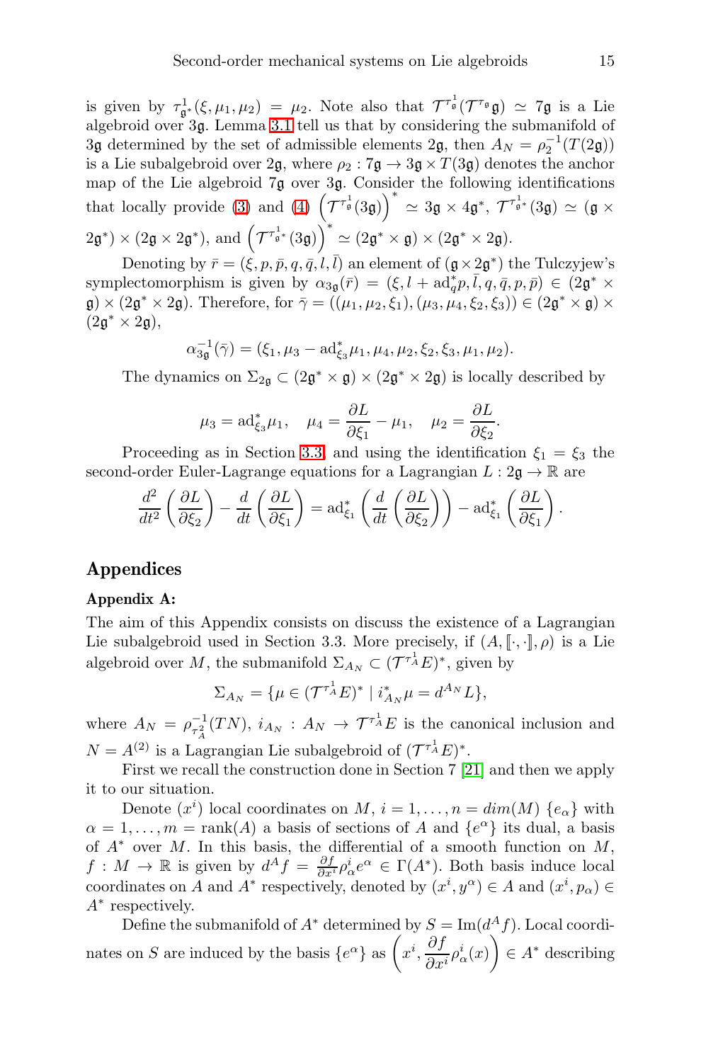is given by $\tau^1_{\mathfrak{g}^*}(\xi,\mu_1,\mu_2)=\mu_2$. Note also that $\mathcal{T}^{\tau^1_{\mathfrak{g}}}(\mathcal{T}^{\tau_{\mathfrak{g}}}\mathfrak{g})\simeq 7\mathfrak{g}$ is a Lie algebroid over $3\mathfrak{g}$. Lemma 3.1 tell us that by considering the submanifold of $3\mathfrak{g}$ determined by the set of admissible elements $2\mathfrak{g}$, then $A_N=\rho_2^{-1}(T(2\mathfrak{g}))$ is a Lie subalgebroid over $2\mathfrak{g}$, where $\rho_2: 7\mathfrak{g}\to 3\mathfrak{g}\times T(3\mathfrak{g})$ denotes the anchor map of the Lie algebroid $7\mathfrak{g}$ over $3\mathfrak{g}$. Consider the following identifications that locally provide (3) and (4) $\left(\mathcal{T}^{\tau^1_{\mathfrak{g}}}(3\mathfrak{g})\right)^*\simeq 3\mathfrak{g}\times 4\mathfrak{g}^*$, $\mathcal{T}^{\tau^1_{\mathfrak{g}^*}}(3\mathfrak{g})\simeq(\mathfrak{g}\times 2\mathfrak{g}^*)\times(2\mathfrak{g}\times 2\mathfrak{g}^*)$, and $\left(\mathcal{T}^{\tau^1_{\mathfrak{g}^*}}(3\mathfrak{g})\right)^*\simeq(2\mathfrak{g}^*\times\mathfrak{g})\times(2\mathfrak{g}^*\times 2\mathfrak{g})$.

Denoting by $\bar{r}=(\xi,p,\bar{p},q,\bar{q},l,\bar{l})$ an element of $(\mathfrak{g}\times 2\mathfrak{g}^*)$ the Tulczyjew's symplectomorphism is given by $\alpha_{3\mathfrak{g}}(\bar{r})=(\xi,l+\mathrm{ad}^*_q p,\bar{l},q,\bar{q},p,\bar{p})\in(2\mathfrak{g}^*\times\mathfrak{g})\times(2\mathfrak{g}^*\times 2\mathfrak{g})$. Therefore, for $\bar{\gamma}=((\mu_1,\mu_2,\xi_1),(\mu_3,\mu_4,\xi_2,\xi_3))\in(2\mathfrak{g}^*\times\mathfrak{g})\times(2\mathfrak{g}^*\times 2\mathfrak{g})$,

$$\alpha^{-1}_{3\mathfrak{g}}(\bar{\gamma})=(\xi_1,\mu_3-\mathrm{ad}^*_{\xi_3}\mu_1,\mu_4,\mu_2,\xi_2,\xi_3,\mu_1,\mu_2).$$

The dynamics on $\Sigma_{2\mathfrak{g}}\subset(2\mathfrak{g}^*\times\mathfrak{g})\times(2\mathfrak{g}^*\times 2\mathfrak{g})$ is locally described by

$$\mu_3=\mathrm{ad}^*_{\xi_3}\mu_1,\quad \mu_4=\frac{\partial L}{\partial\xi_1}-\mu_1,\quad \mu_2=\frac{\partial L}{\partial\xi_2}.$$

Proceeding as in Section 3.3, and using the identification $\xi_1=\xi_3$ the second-order Euler-Lagrange equations for a Lagrangian $L:2\mathfrak{g}\to\mathbb{R}$ are

$$\frac{d^2}{dt^2}\left(\frac{\partial L}{\partial\xi_2}\right)-\frac{d}{dt}\left(\frac{\partial L}{\partial\xi_1}\right)=\mathrm{ad}^*_{\xi_1}\left(\frac{d}{dt}\left(\frac{\partial L}{\partial\xi_2}\right)\right)-\mathrm{ad}^*_{\xi_1}\left(\frac{\partial L}{\partial\xi_1}\right).$$

## Appendices

### Appendix A:

The aim of this Appendix consists on discuss the existence of a Lagrangian Lie subalgebroid used in Section 3.3. More precisely, if $(A,[\![\cdot,\cdot]\!],\rho)$ is a Lie algebroid over $M$, the submanifold $\Sigma_{A_N}\subset(\mathcal{T}^{\tau^1_A}E)^*$, given by

$$\Sigma_{A_N}=\{\mu\in(\mathcal{T}^{\tau^1_A}E)^*\mid i^*_{A_N}\mu=d^{A_N}L\},$$

where $A_N=\rho^{-1}_{\tau^2_A}(TN)$, $i_{A_N}:A_N\to\mathcal{T}^{\tau^1_A}E$ is the canonical inclusion and $N=A^{(2)}$ is a Lagrangian Lie subalgebroid of $(\mathcal{T}^{\tau^1_A}E)^*$.

First we recall the construction done in Section 7 [21] and then we apply it to our situation.

Denote $(x^i)$ local coordinates on $M$, $i=1,\ldots,n=dim(M)$ $\{e_\alpha\}$ with $\alpha=1,\ldots,m=\mathrm{rank}(A)$ a basis of sections of $A$ and $\{e^\alpha\}$ its dual, a basis of $A^*$ over $M$. In this basis, the differential of a smooth function on $M$, $f:M\to\mathbb{R}$ is given by $d^Af=\frac{\partial f}{\partial x^i}\rho^i_\alpha e^\alpha\in\Gamma(A^*)$. Both basis induce local coordinates on $A$ and $A^*$ respectively, denoted by $(x^i,y^\alpha)\in A$ and $(x^i,p_\alpha)\in A^*$ respectively.

Define the submanifold of $A^*$ determined by $S=\mathrm{Im}(d^Af)$. Local coordinates on $S$ are induced by the basis $\{e^\alpha\}$ as $\left(x^i,\dfrac{\partial f}{\partial x^i}\rho^i_\alpha(x)\right)\in A^*$ describing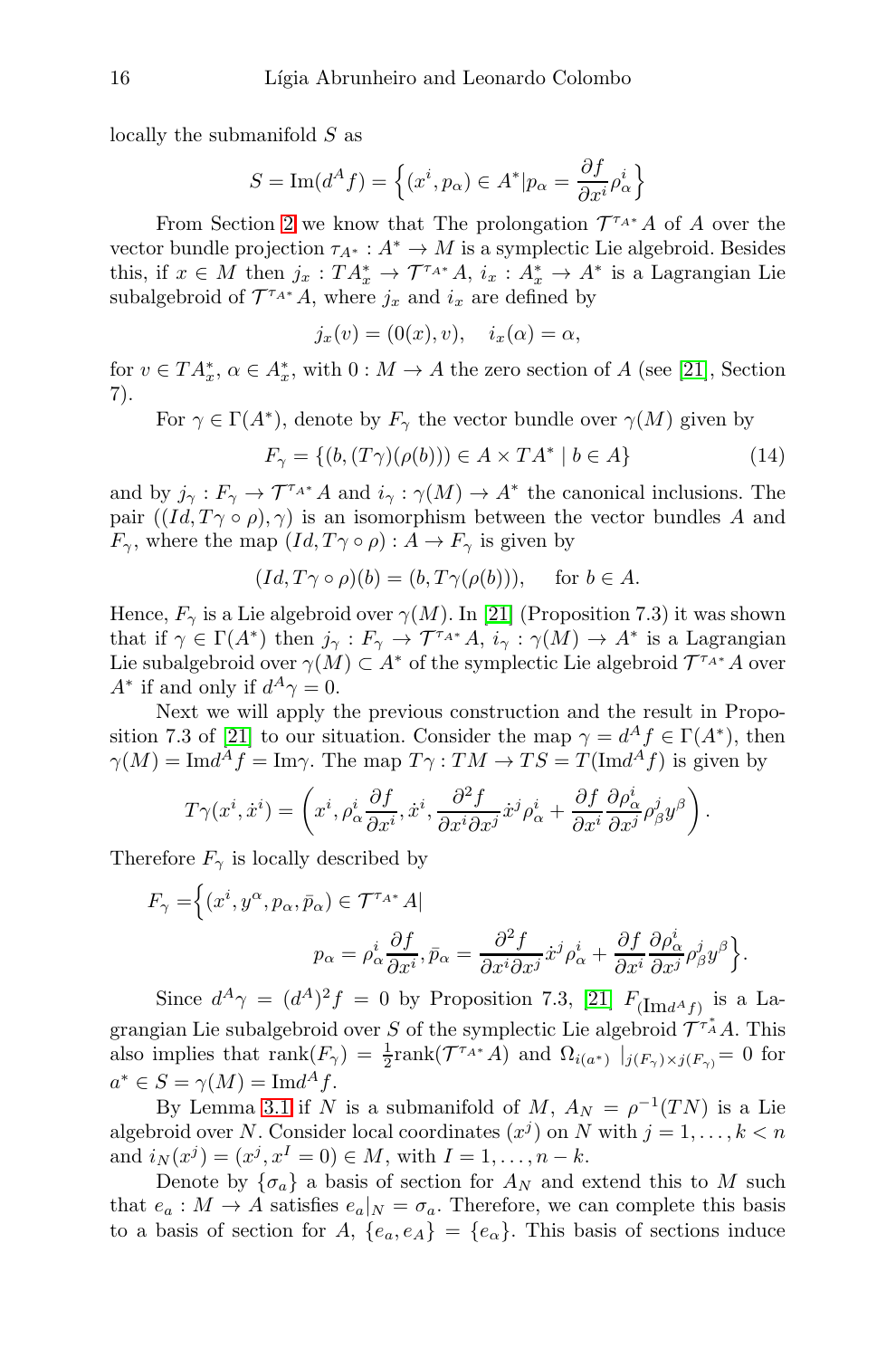locally the submanifold $S$ as

$$S = \text{Im}(d^A f) = \Big\{(x^i, p_\alpha) \in A^* | p_\alpha = \frac{\partial f}{\partial x^i}\rho^i_\alpha\Big\}$$

From Section 2 we know that The prolongation $\mathcal{T}^{\tau_{A^*}}A$ of $A$ over the vector bundle projection $\tau_{A^*}: A^* \to M$ is a symplectic Lie algebroid. Besides this, if $x \in M$ then $j_x : TA^*_x \to \mathcal{T}^{\tau_{A^*}}A$, $i_x : A^*_x \to A^*$ is a Lagrangian Lie subalgebroid of $\mathcal{T}^{\tau_{A^*}}A$, where $j_x$ and $i_x$ are defined by

$$j_x(v) = (0(x), v), \quad i_x(\alpha) = \alpha,$$

for $v \in TA^*_x$, $\alpha \in A^*_x$, with $0 : M \to A$ the zero section of $A$ (see [21], Section 7).

For $\gamma \in \Gamma(A^*)$, denote by $F_\gamma$ the vector bundle over $\gamma(M)$ given by

$$F_\gamma = \{(b, (T\gamma)(\rho(b))) \in A \times TA^* \mid b \in A\} \tag{14}$$

and by $j_\gamma : F_\gamma \to \mathcal{T}^{\tau_{A^*}}A$ and $i_\gamma : \gamma(M) \to A^*$ the canonical inclusions. The pair $((Id, T\gamma \circ \rho), \gamma)$ is an isomorphism between the vector bundles $A$ and $F_\gamma$, where the map $(Id, T\gamma \circ \rho) : A \to F_\gamma$ is given by

$$(Id, T\gamma \circ \rho)(b) = (b, T\gamma(\rho(b))), \quad \text{ for } b \in A.$$

Hence, $F_\gamma$ is a Lie algebroid over $\gamma(M)$. In [21] (Proposition 7.3) it was shown that if $\gamma \in \Gamma(A^*)$ then $j_\gamma : F_\gamma \to \mathcal{T}^{\tau_{A^*}}A$, $i_\gamma : \gamma(M) \to A^*$ is a Lagrangian Lie subalgebroid over $\gamma(M) \subset A^*$ of the symplectic Lie algebroid $\mathcal{T}^{\tau_{A^*}}A$ over $A^*$ if and only if $d^A\gamma = 0$.

Next we will apply the previous construction and the result in Proposition 7.3 of [21] to our situation. Consider the map $\gamma = d^A f \in \Gamma(A^*)$, then $\gamma(M) = \text{Im}d^A f = \text{Im}\gamma$. The map $T\gamma : TM \to TS = T(\text{Im}d^A f)$ is given by

$$T\gamma(x^i, \dot{x}^i) = \left(x^i, \rho^i_\alpha \frac{\partial f}{\partial x^i}, \dot{x}^i, \frac{\partial^2 f}{\partial x^i \partial x^j}\dot{x}^j \rho^i_\alpha + \frac{\partial f}{\partial x^i}\frac{\partial \rho^i_\alpha}{\partial x^j}\rho^j_\beta y^\beta\right).$$

Therefore $F_\gamma$ is locally described by

$$F_\gamma = \Big\{(x^i, y^\alpha, p_\alpha, \bar{p}_\alpha) \in \mathcal{T}^{\tau_{A^*}}A | \; p_\alpha = \rho^i_\alpha \frac{\partial f}{\partial x^i}, \bar{p}_\alpha = \frac{\partial^2 f}{\partial x^i \partial x^j}\dot{x}^j \rho^i_\alpha + \frac{\partial f}{\partial x^i}\frac{\partial \rho^i_\alpha}{\partial x^j}\rho^j_\beta y^\beta\Big\}.$$

Since $d^A\gamma = (d^A)^2 f = 0$ by Proposition 7.3, [21] $F_{(\text{Im}d^A f)}$ is a Lagrangian Lie subalgebroid over $S$ of the symplectic Lie algebroid $\mathcal{T}^{\tau^*_A}A$. This also implies that $\text{rank}(F_\gamma) = \frac{1}{2}\text{rank}(\mathcal{T}^{\tau_{A^*}}A)$ and $\Omega_{i(a^*)}\mid_{j(F_\gamma)\times j(F_\gamma)} = 0$ for $a^* \in S = \gamma(M) = \text{Im}d^A f$.

By Lemma 3.1 if $N$ is a submanifold of $M$, $A_N = \rho^{-1}(TN)$ is a Lie algebroid over $N$. Consider local coordinates $(x^j)$ on $N$ with $j = 1, \ldots, k < n$ and $i_N(x^j) = (x^j, x^I = 0) \in M$, with $I = 1, \ldots, n-k$.

Denote by $\{\sigma_a\}$ a basis of section for $A_N$ and extend this to $M$ such that $e_a : M \to A$ satisfies $e_a|_N = \sigma_a$. Therefore, we can complete this basis to a basis of section for $A$, $\{e_a, e_A\} = \{e_\alpha\}$. This basis of sections induce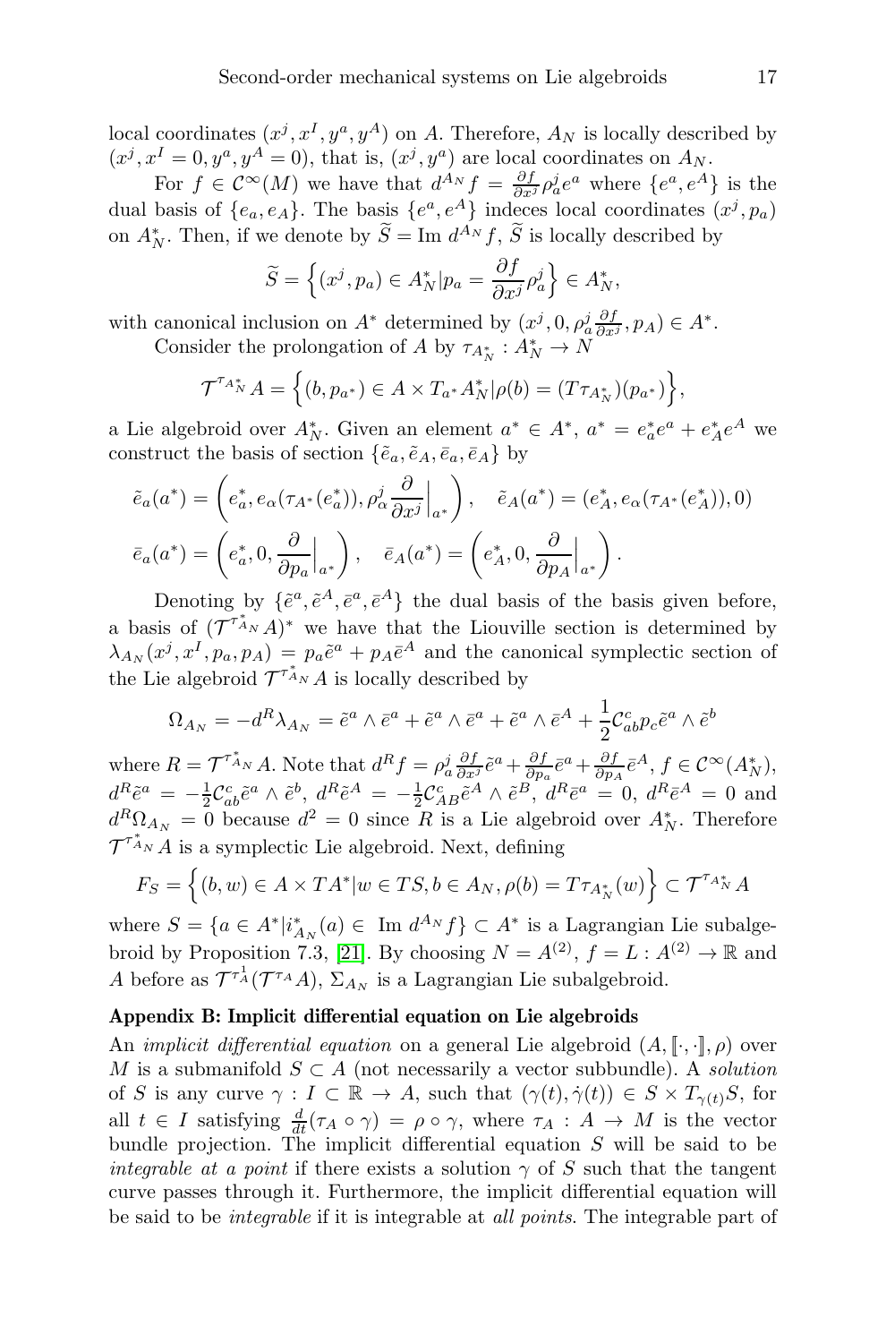local coordinates $(x^j, x^I, y^a, y^A)$ on $A$. Therefore, $A_N$ is locally described by $(x^j, x^I = 0, y^a, y^A = 0)$, that is, $(x^j, y^a)$ are local coordinates on $A_N$.

For $f \in \mathcal{C}^\infty(M)$ we have that $d^{A_N} f = \frac{\partial f}{\partial x^j} \rho^j_a e^a$ where $\{e^a, e^A\}$ is the dual basis of $\{e_a, e_A\}$. The basis $\{e^a, e^A\}$ indeces local coordinates $(x^j, p_a)$ on $A^*_N$. Then, if we denote by $\widetilde{S} = \text{Im } d^{A_N} f$, $\widetilde{S}$ is locally described by

$$\widetilde{S} = \left\{ (x^j, p_a) \in A^*_N | p_a = \frac{\partial f}{\partial x^j} \rho^j_a \right\} \in A^*_N,$$

with canonical inclusion on $A^*$ determined by $(x^j, 0, \rho^j_a \frac{\partial f}{\partial x^j}, p_A) \in A^*$.

Consider the prolongation of $A$ by $\tau_{A^*_N} : A^*_N \to N$

$$\mathcal{T}^{\tau_{A^*_N}} A = \left\{ (b, p_{a^*}) \in A \times T_{a^*} A^*_N | \rho(b) = (T\tau_{A^*_N})(p_{a^*}) \right\},$$

a Lie algebroid over $A^*_N$. Given an element $a^* \in A^*$, $a^* = e^*_a e^a + e^*_A e^A$ we construct the basis of section $\{\tilde{e}_a, \tilde{e}_A, \bar{e}_a, \bar{e}_A\}$ by

$$\tilde{e}_a(a^*) = \left( e^*_a, e_\alpha(\tau_{A^*}(e^*_a)), \rho^j_\alpha \frac{\partial}{\partial x^j}\Big|_{a^*} \right), \quad \tilde{e}_A(a^*) = (e^*_A, e_\alpha(\tau_{A^*}(e^*_A)), 0)$$

$$\bar{e}_a(a^*) = \left( e^*_a, 0, \frac{\partial}{\partial p_a}\Big|_{a^*} \right), \quad \bar{e}_A(a^*) = \left( e^*_A, 0, \frac{\partial}{\partial p_A}\Big|_{a^*} \right).$$

Denoting by $\{\tilde{e}^a, \tilde{e}^A, \bar{e}^a, \bar{e}^A\}$ the dual basis of the basis given before, a basis of $(\mathcal{T}^{\tau^*_{A_N}} A)^*$ we have that the Liouville section is determined by $\lambda_{A_N}(x^j, x^I, p_a, p_A) = p_a \tilde{e}^a + p_A \bar{e}^A$ and the canonical symplectic section of the Lie algebroid $\mathcal{T}^{\tau^*_{A_N}} A$ is locally described by

$$\Omega_{A_N} = -d^R \lambda_{A_N} = \tilde{e}^a \wedge \bar{e}^a + \tilde{e}^a \wedge \bar{e}^a + \tilde{e}^a \wedge \bar{e}^A + \frac{1}{2} \mathcal{C}^c_{ab} p_c \tilde{e}^a \wedge \tilde{e}^b$$

where $R = \mathcal{T}^{\tau^*_{A_N}} A$. Note that $d^R f = \rho^j_a \frac{\partial f}{\partial x^j} \tilde{e}^a + \frac{\partial f}{\partial p_a} \bar{e}^a + \frac{\partial f}{\partial p_A} \bar{e}^A$, $f \in \mathcal{C}^\infty(A^*_N)$, $d^R \tilde{e}^a = -\frac{1}{2} \mathcal{C}^c_{ab} \tilde{e}^a \wedge \tilde{e}^b$, $d^R \tilde{e}^A = -\frac{1}{2} \mathcal{C}^c_{AB} \tilde{e}^A \wedge \tilde{e}^B$, $d^R \bar{e}^a = 0$, $d^R \bar{e}^A = 0$ and $d^R \Omega_{A_N} = 0$ because $d^2 = 0$ since $R$ is a Lie algebroid over $A^*_N$. Therefore $\mathcal{T}^{\tau^*_{A_N}} A$ is a symplectic Lie algebroid. Next, defining

$$F_S = \left\{ (b, w) \in A \times TA^* | w \in TS, b \in A_N, \rho(b) = T\tau_{A^*_N}(w) \right\} \subset \mathcal{T}^{\tau_{A^*_N}} A$$

where $S = \{ a \in A^* | i^*_{A_N}(a) \in \text{ Im } d^{A_N} f \} \subset A^*$ is a Lagrangian Lie subalgebroid by Proposition 7.3, [21]. By choosing $N = A^{(2)}$, $f = L : A^{(2)} \to \mathbb{R}$ and $A$ before as $\mathcal{T}^{\tau^1_A}(\mathcal{T}^{\tau_A} A)$, $\Sigma_{A_N}$ is a Lagrangian Lie subalgebroid.

### Appendix B: Implicit differential equation on Lie algebroids

An *implicit differential equation* on a general Lie algebroid $(A, [\![\cdot, \cdot]\!], \rho)$ over $M$ is a submanifold $S \subset A$ (not necessarily a vector subbundle). A *solution* of $S$ is any curve $\gamma : I \subset \mathbb{R} \to A$, such that $(\gamma(t), \dot{\gamma}(t)) \in S \times T_{\gamma(t)} S$, for all $t \in I$ satisfying $\frac{d}{dt}(\tau_A \circ \gamma) = \rho \circ \gamma$, where $\tau_A : A \to M$ is the vector bundle projection. The implicit differential equation $S$ will be said to be *integrable at a point* if there exists a solution $\gamma$ of $S$ such that the tangent curve passes through it. Furthermore, the implicit differential equation will be said to be *integrable* if it is integrable at *all points*. The integrable part of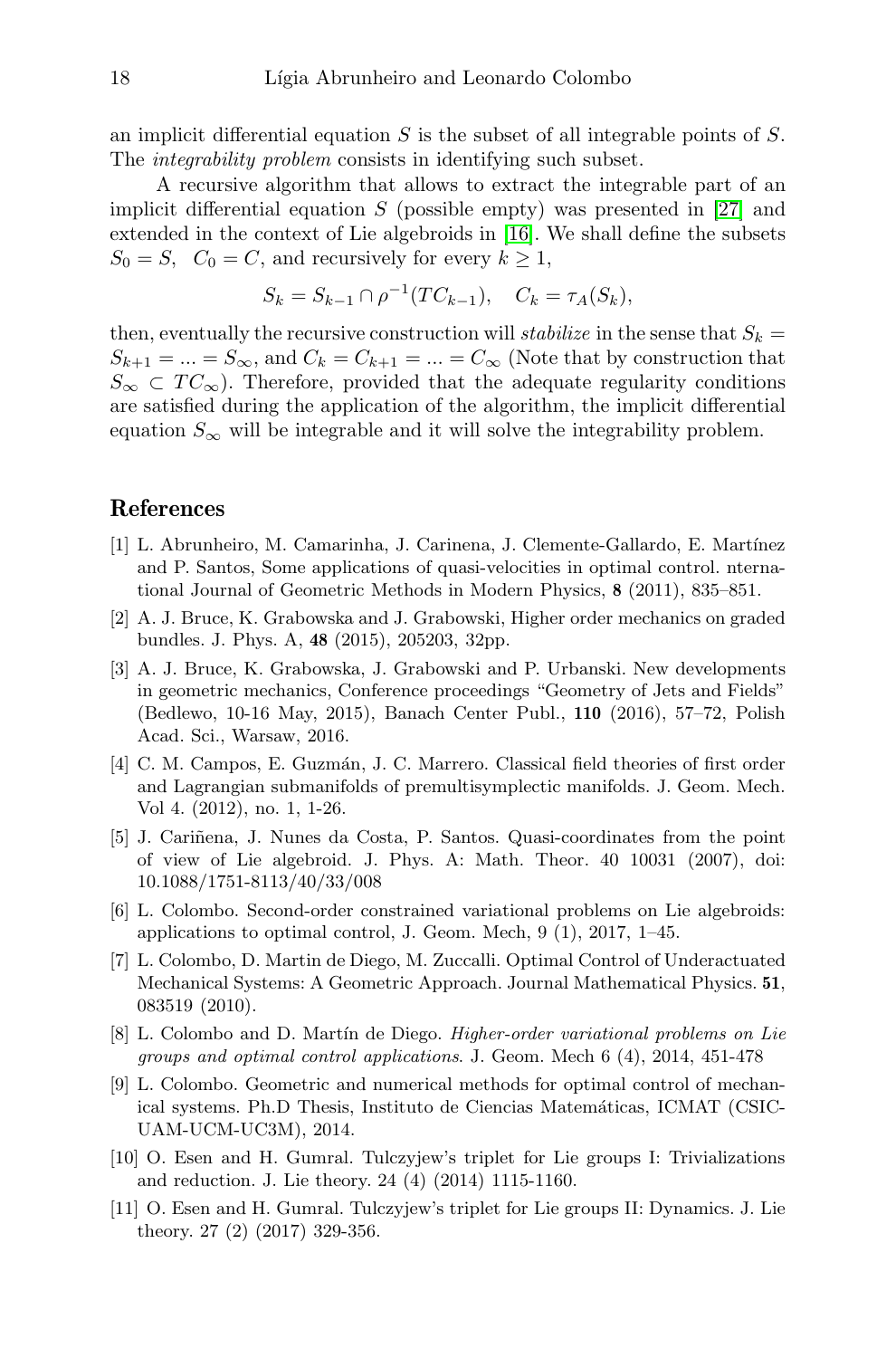an implicit differential equation $S$ is the subset of all integrable points of $S$. The *integrability problem* consists in identifying such subset.

A recursive algorithm that allows to extract the integrable part of an implicit differential equation $S$ (possible empty) was presented in [27] and extended in the context of Lie algebroids in [16]. We shall define the subsets $S_0 = S$, $C_0 = C$, and recursively for every $k \geq 1$,

$$S_k = S_{k-1} \cap \rho^{-1}(TC_{k-1}), \quad C_k = \tau_A(S_k),$$

then, eventually the recursive construction will *stabilize* in the sense that $S_k = S_{k+1} = ... = S_\infty$, and $C_k = C_{k+1} = ... = C_\infty$ (Note that by construction that $S_\infty \subset TC_\infty$). Therefore, provided that the adequate regularity conditions are satisfied during the application of the algorithm, the implicit differential equation $S_\infty$ will be integrable and it will solve the integrability problem.

## References

[1] L. Abrunheiro, M. Camarinha, J. Carinena, J. Clemente-Gallardo, E. Martínez and P. Santos, Some applications of quasi-velocities in optimal control. nternational Journal of Geometric Methods in Modern Physics, **8** (2011), 835–851.

[2] A. J. Bruce, K. Grabowska and J. Grabowski, Higher order mechanics on graded bundles. J. Phys. A, **48** (2015), 205203, 32pp.

[3] A. J. Bruce, K. Grabowska, J. Grabowski and P. Urbanski. New developments in geometric mechanics, Conference proceedings "Geometry of Jets and Fields" (Bedlewo, 10-16 May, 2015), Banach Center Publ., **110** (2016), 57–72, Polish Acad. Sci., Warsaw, 2016.

[4] C. M. Campos, E. Guzmán, J. C. Marrero. Classical field theories of first order and Lagrangian submanifolds of premultisymplectic manifolds. J. Geom. Mech. Vol 4. (2012), no. 1, 1-26.

[5] J. Cariñena, J. Nunes da Costa, P. Santos. Quasi-coordinates from the point of view of Lie algebroid. J. Phys. A: Math. Theor. 40 10031 (2007), doi: 10.1088/1751-8113/40/33/008

[6] L. Colombo. Second-order constrained variational problems on Lie algebroids: applications to optimal control, J. Geom. Mech, 9 (1), 2017, 1–45.

[7] L. Colombo, D. Martin de Diego, M. Zuccalli. Optimal Control of Underactuated Mechanical Systems: A Geometric Approach. Journal Mathematical Physics. **51**, 083519 (2010).

[8] L. Colombo and D. Martín de Diego. *Higher-order variational problems on Lie groups and optimal control applications*. J. Geom. Mech 6 (4), 2014, 451-478

[9] L. Colombo. Geometric and numerical methods for optimal control of mechanical systems. Ph.D Thesis, Instituto de Ciencias Matemáticas, ICMAT (CSIC-UAM-UCM-UC3M), 2014.

[10] O. Esen and H. Gumral. Tulczyjew's triplet for Lie groups I: Trivializations and reduction. J. Lie theory. 24 (4) (2014) 1115-1160.

[11] O. Esen and H. Gumral. Tulczyjew's triplet for Lie groups II: Dynamics. J. Lie theory. 27 (2) (2017) 329-356.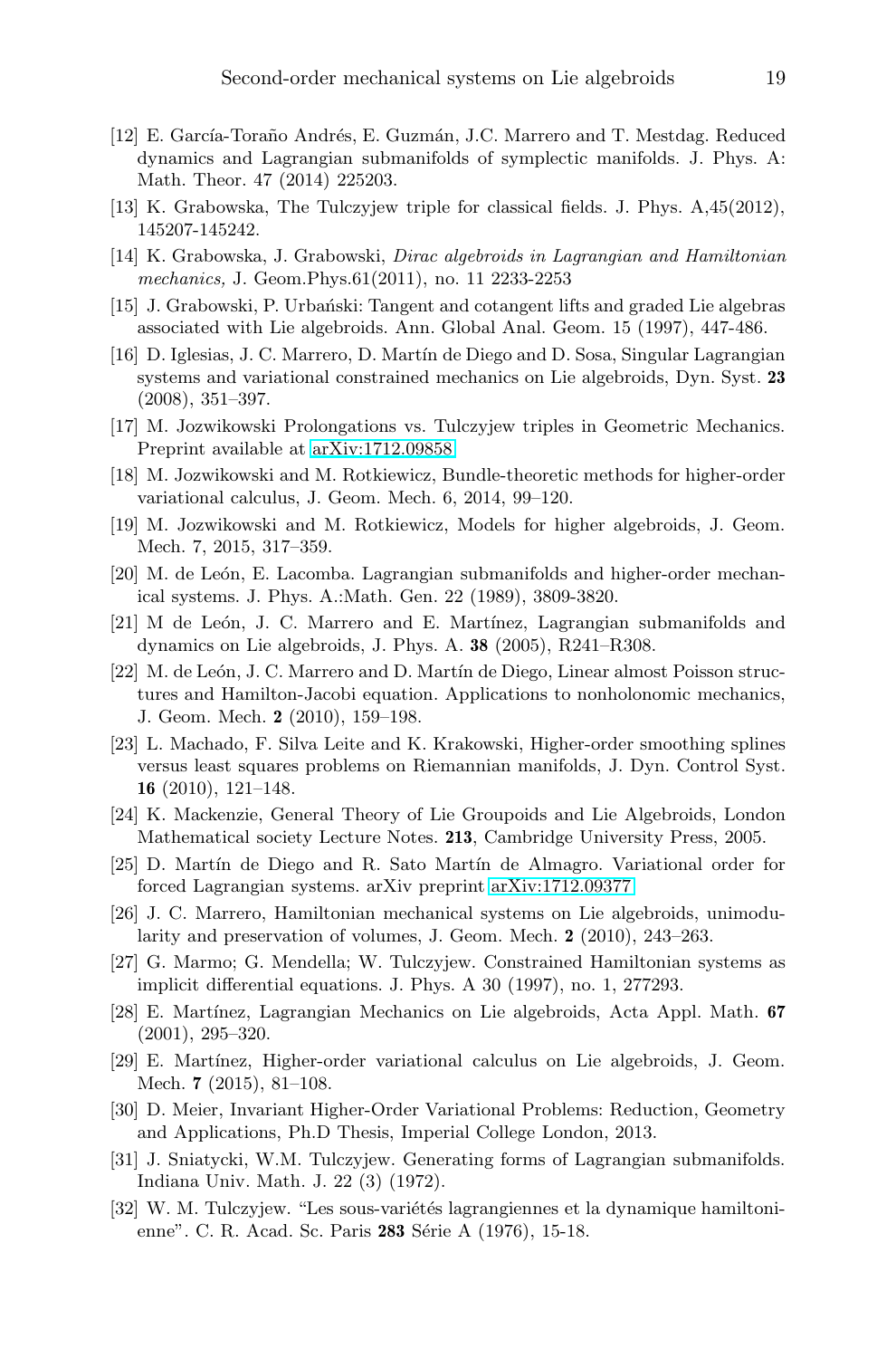[12] E. García-Toraño Andrés, E. Guzmán, J.C. Marrero and T. Mestdag. Reduced dynamics and Lagrangian submanifolds of symplectic manifolds. J. Phys. A: Math. Theor. 47 (2014) 225203.

[13] K. Grabowska, The Tulczyjew triple for classical fields. J. Phys. A,45(2012), 145207-145242.

[14] K. Grabowska, J. Grabowski, *Dirac algebroids in Lagrangian and Hamiltonian mechanics,* J. Geom.Phys.61(2011), no. 11 2233-2253

[15] J. Grabowski, P. Urbański: Tangent and cotangent lifts and graded Lie algebras associated with Lie algebroids. Ann. Global Anal. Geom. 15 (1997), 447-486.

[16] D. Iglesias, J. C. Marrero, D. Martín de Diego and D. Sosa, Singular Lagrangian systems and variational constrained mechanics on Lie algebroids, Dyn. Syst. **23** (2008), 351–397.

[17] M. Jozwikowski Prolongations vs. Tulczyjew triples in Geometric Mechanics. Preprint available at arXiv:1712.09858

[18] M. Jozwikowski and M. Rotkiewicz, Bundle-theoretic methods for higher-order variational calculus, J. Geom. Mech. 6, 2014, 99–120.

[19] M. Jozwikowski and M. Rotkiewicz, Models for higher algebroids, J. Geom. Mech. 7, 2015, 317–359.

[20] M. de León, E. Lacomba. Lagrangian submanifolds and higher-order mechanical systems. J. Phys. A.:Math. Gen. 22 (1989), 3809-3820.

[21] M de León, J. C. Marrero and E. Martínez, Lagrangian submanifolds and dynamics on Lie algebroids, J. Phys. A. **38** (2005), R241–R308.

[22] M. de León, J. C. Marrero and D. Martín de Diego, Linear almost Poisson structures and Hamilton-Jacobi equation. Applications to nonholonomic mechanics, J. Geom. Mech. **2** (2010), 159–198.

[23] L. Machado, F. Silva Leite and K. Krakowski, Higher-order smoothing splines versus least squares problems on Riemannian manifolds, J. Dyn. Control Syst. **16** (2010), 121–148.

[24] K. Mackenzie, General Theory of Lie Groupoids and Lie Algebroids, London Mathematical society Lecture Notes. **213**, Cambridge University Press, 2005.

[25] D. Martín de Diego and R. Sato Martín de Almagro. Variational order for forced Lagrangian systems. arXiv preprint arXiv:1712.09377

[26] J. C. Marrero, Hamiltonian mechanical systems on Lie algebroids, unimodularity and preservation of volumes, J. Geom. Mech. **2** (2010), 243–263.

[27] G. Marmo; G. Mendella; W. Tulczyjew. Constrained Hamiltonian systems as implicit differential equations. J. Phys. A 30 (1997), no. 1, 277293.

[28] E. Martínez, Lagrangian Mechanics on Lie algebroids, Acta Appl. Math. **67** (2001), 295–320.

[29] E. Martínez, Higher-order variational calculus on Lie algebroids, J. Geom. Mech. **7** (2015), 81–108.

[30] D. Meier, Invariant Higher-Order Variational Problems: Reduction, Geometry and Applications, Ph.D Thesis, Imperial College London, 2013.

[31] J. Sniatycki, W.M. Tulczyjew. Generating forms of Lagrangian submanifolds. Indiana Univ. Math. J. 22 (3) (1972).

[32] W. M. Tulczyjew. "Les sous-variétés lagrangiennes et la dynamique hamiltonienne". C. R. Acad. Sc. Paris **283** Série A (1976), 15-18.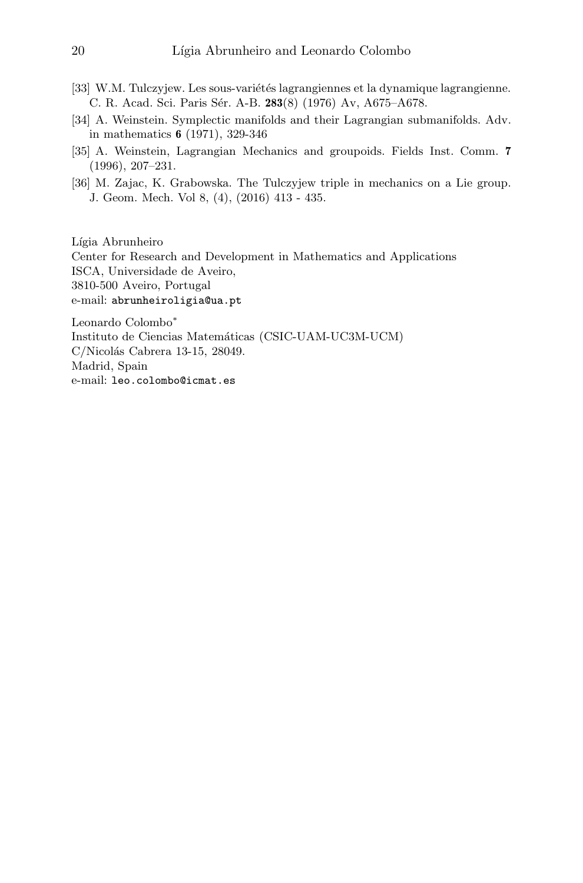[33] W.M. Tulczyjew. Les sous-variétés lagrangiennes et la dynamique lagrangienne. C. R. Acad. Sci. Paris Sér. A-B. **283**(8) (1976) Av, A675–A678.

[34] A. Weinstein. Symplectic manifolds and their Lagrangian submanifolds. Adv. in mathematics **6** (1971), 329-346

[35] A. Weinstein, Lagrangian Mechanics and groupoids. Fields Inst. Comm. **7** (1996), 207–231.

[36] M. Zajac, K. Grabowska. The Tulczyjew triple in mechanics on a Lie group. J. Geom. Mech. Vol 8, (4), (2016) 413 - 435.

Lígia Abrunheiro
Center for Research and Development in Mathematics and Applications
ISCA, Universidade de Aveiro,
3810-500 Aveiro, Portugal
e-mail: `abrunheiroligia@ua.pt`

Leonardo Colombo*
Instituto de Ciencias Matemáticas (CSIC-UAM-UC3M-UCM)
C/Nicolás Cabrera 13-15, 28049.
Madrid, Spain
e-mail: `leo.colombo@icmat.es`